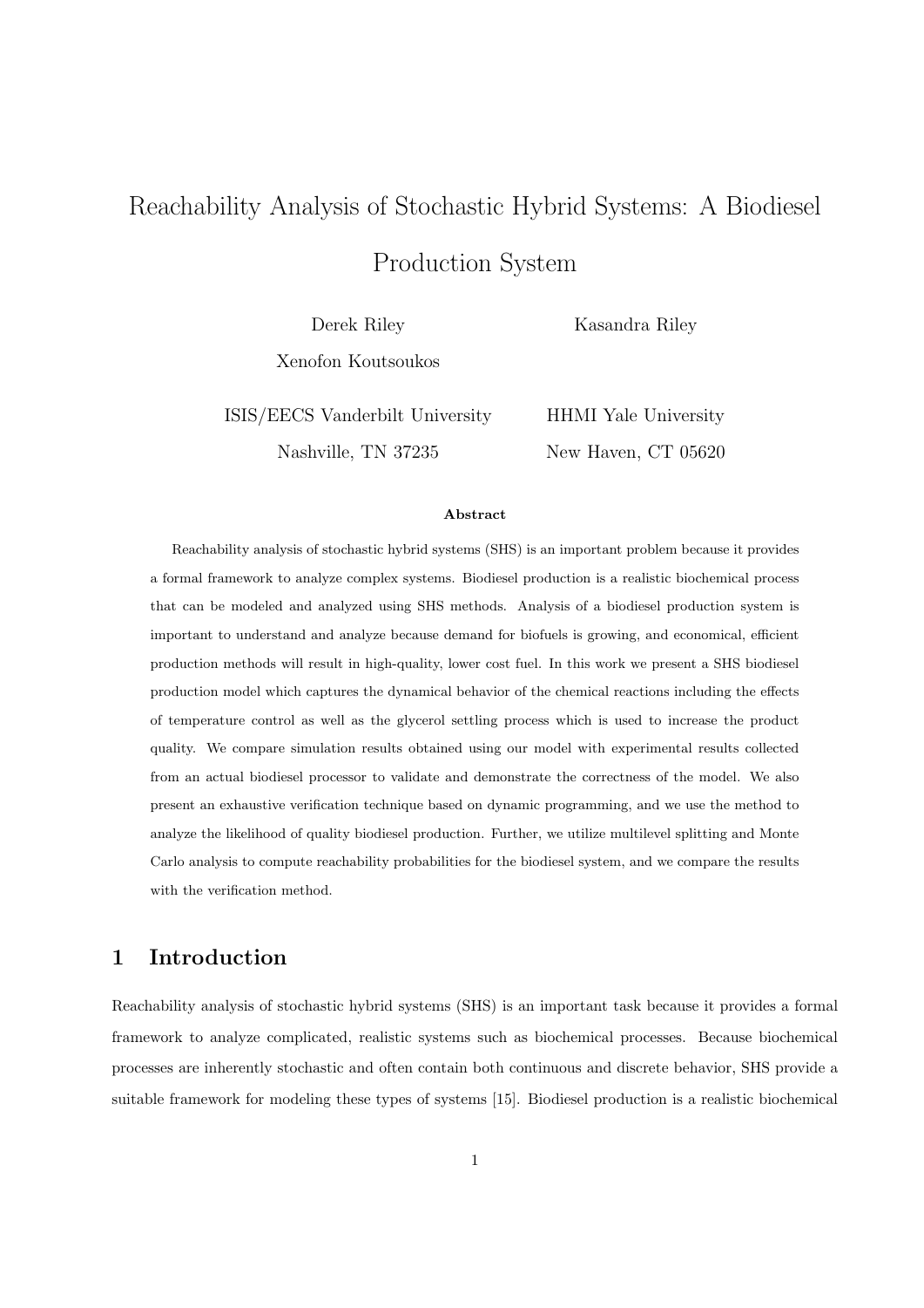# Reachability Analysis of Stochastic Hybrid Systems: A Biodiesel Production System

Derek Riley
Xenofon Koutsoukos
ISIS/EECS Vanderbilt University
Nashville, TN 37235

Kasandra Riley
HHMI Yale University
New Haven, CT 05620

**Abstract**

Reachability analysis of stochastic hybrid systems (SHS) is an important problem because it provides a formal framework to analyze complex systems. Biodiesel production is a realistic biochemical process that can be modeled and analyzed using SHS methods. Analysis of a biodiesel production system is important to understand and analyze because demand for biofuels is growing, and economical, efficient production methods will result in high-quality, lower cost fuel. In this work we present a SHS biodiesel production model which captures the dynamical behavior of the chemical reactions including the effects of temperature control as well as the glycerol settling process which is used to increase the product quality. We compare simulation results obtained using our model with experimental results collected from an actual biodiesel processor to validate and demonstrate the correctness of the model. We also present an exhaustive verification technique based on dynamic programming, and we use the method to analyze the likelihood of quality biodiesel production. Further, we utilize multilevel splitting and Monte Carlo analysis to compute reachability probabilities for the biodiesel system, and we compare the results with the verification method.

## 1 Introduction

Reachability analysis of stochastic hybrid systems (SHS) is an important task because it provides a formal framework to analyze complicated, realistic systems such as biochemical processes. Because biochemical processes are inherently stochastic and often contain both continuous and discrete behavior, SHS provide a suitable framework for modeling these types of systems [15]. Biodiesel production is a realistic biochemical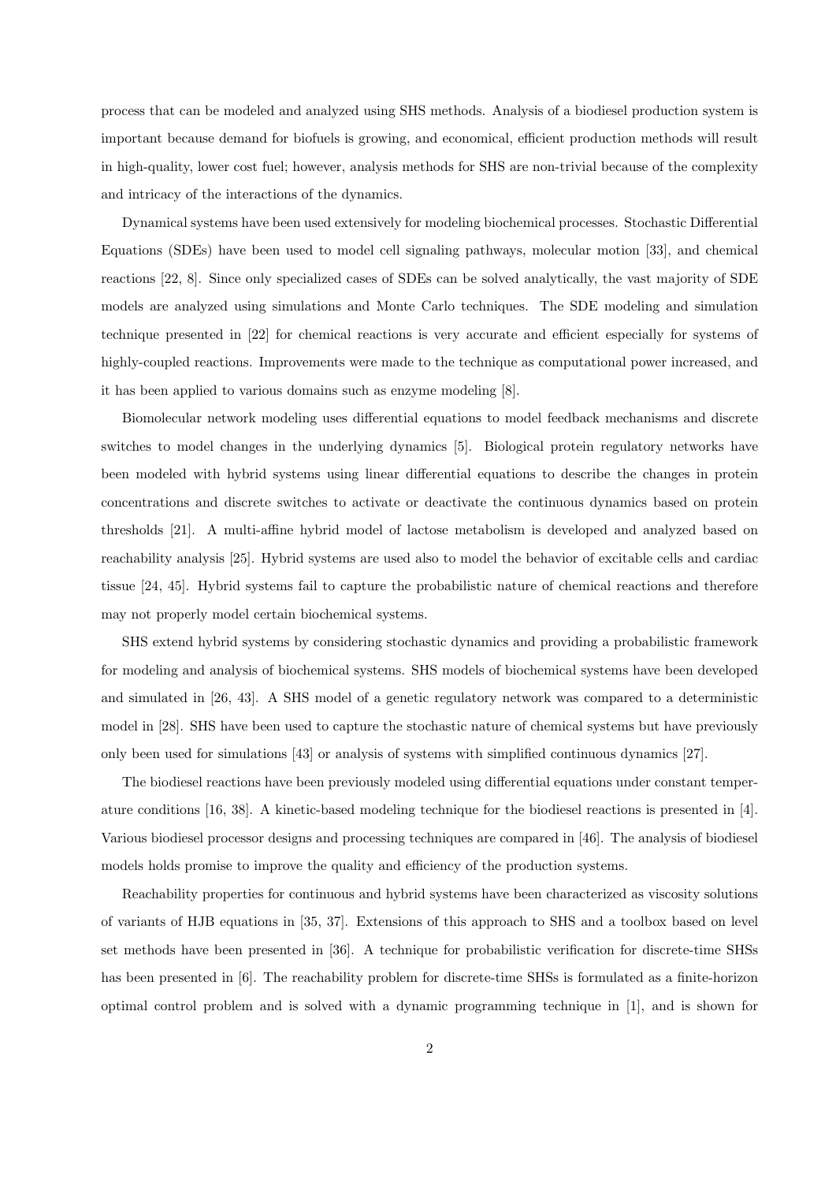process that can be modeled and analyzed using SHS methods. Analysis of a biodiesel production system is important because demand for biofuels is growing, and economical, efficient production methods will result in high-quality, lower cost fuel; however, analysis methods for SHS are non-trivial because of the complexity and intricacy of the interactions of the dynamics.

Dynamical systems have been used extensively for modeling biochemical processes. Stochastic Differential Equations (SDEs) have been used to model cell signaling pathways, molecular motion [33], and chemical reactions [22, 8]. Since only specialized cases of SDEs can be solved analytically, the vast majority of SDE models are analyzed using simulations and Monte Carlo techniques. The SDE modeling and simulation technique presented in [22] for chemical reactions is very accurate and efficient especially for systems of highly-coupled reactions. Improvements were made to the technique as computational power increased, and it has been applied to various domains such as enzyme modeling [8].

Biomolecular network modeling uses differential equations to model feedback mechanisms and discrete switches to model changes in the underlying dynamics [5]. Biological protein regulatory networks have been modeled with hybrid systems using linear differential equations to describe the changes in protein concentrations and discrete switches to activate or deactivate the continuous dynamics based on protein thresholds [21]. A multi-affine hybrid model of lactose metabolism is developed and analyzed based on reachability analysis [25]. Hybrid systems are used also to model the behavior of excitable cells and cardiac tissue [24, 45]. Hybrid systems fail to capture the probabilistic nature of chemical reactions and therefore may not properly model certain biochemical systems.

SHS extend hybrid systems by considering stochastic dynamics and providing a probabilistic framework for modeling and analysis of biochemical systems. SHS models of biochemical systems have been developed and simulated in [26, 43]. A SHS model of a genetic regulatory network was compared to a deterministic model in [28]. SHS have been used to capture the stochastic nature of chemical systems but have previously only been used for simulations [43] or analysis of systems with simplified continuous dynamics [27].

The biodiesel reactions have been previously modeled using differential equations under constant temperature conditions [16, 38]. A kinetic-based modeling technique for the biodiesel reactions is presented in [4]. Various biodiesel processor designs and processing techniques are compared in [46]. The analysis of biodiesel models holds promise to improve the quality and efficiency of the production systems.

Reachability properties for continuous and hybrid systems have been characterized as viscosity solutions of variants of HJB equations in [35, 37]. Extensions of this approach to SHS and a toolbox based on level set methods have been presented in [36]. A technique for probabilistic verification for discrete-time SHSs has been presented in [6]. The reachability problem for discrete-time SHSs is formulated as a finite-horizon optimal control problem and is solved with a dynamic programming technique in [1], and is shown for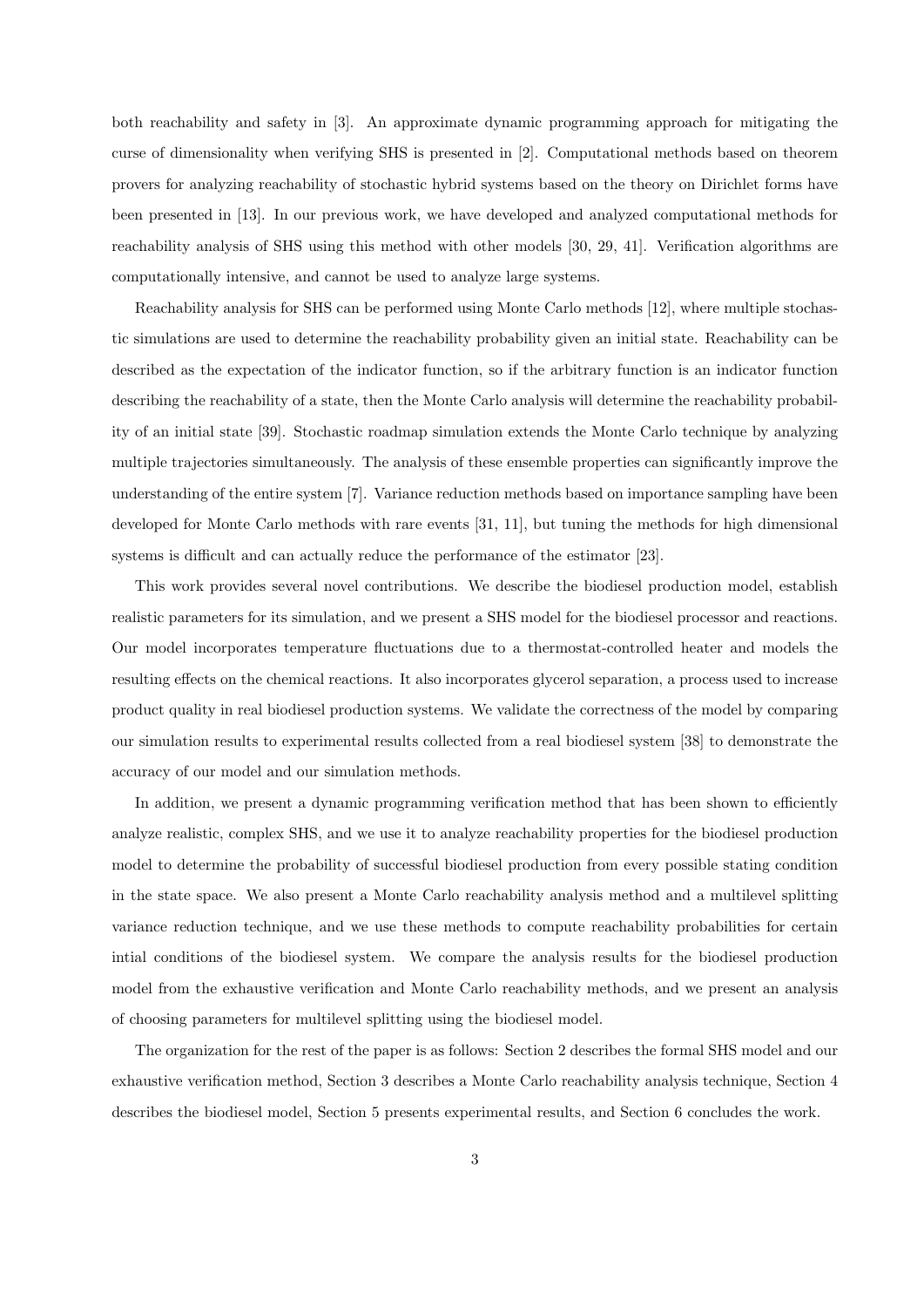both reachability and safety in [3]. An approximate dynamic programming approach for mitigating the curse of dimensionality when verifying SHS is presented in [2]. Computational methods based on theorem provers for analyzing reachability of stochastic hybrid systems based on the theory on Dirichlet forms have been presented in [13]. In our previous work, we have developed and analyzed computational methods for reachability analysis of SHS using this method with other models [30, 29, 41]. Verification algorithms are computationally intensive, and cannot be used to analyze large systems.

Reachability analysis for SHS can be performed using Monte Carlo methods [12], where multiple stochastic simulations are used to determine the reachability probability given an initial state. Reachability can be described as the expectation of the indicator function, so if the arbitrary function is an indicator function describing the reachability of a state, then the Monte Carlo analysis will determine the reachability probability of an initial state [39]. Stochastic roadmap simulation extends the Monte Carlo technique by analyzing multiple trajectories simultaneously. The analysis of these ensemble properties can significantly improve the understanding of the entire system [7]. Variance reduction methods based on importance sampling have been developed for Monte Carlo methods with rare events [31, 11], but tuning the methods for high dimensional systems is difficult and can actually reduce the performance of the estimator [23].

This work provides several novel contributions. We describe the biodiesel production model, establish realistic parameters for its simulation, and we present a SHS model for the biodiesel processor and reactions. Our model incorporates temperature fluctuations due to a thermostat-controlled heater and models the resulting effects on the chemical reactions. It also incorporates glycerol separation, a process used to increase product quality in real biodiesel production systems. We validate the correctness of the model by comparing our simulation results to experimental results collected from a real biodiesel system [38] to demonstrate the accuracy of our model and our simulation methods.

In addition, we present a dynamic programming verification method that has been shown to efficiently analyze realistic, complex SHS, and we use it to analyze reachability properties for the biodiesel production model to determine the probability of successful biodiesel production from every possible stating condition in the state space. We also present a Monte Carlo reachability analysis method and a multilevel splitting variance reduction technique, and we use these methods to compute reachability probabilities for certain intial conditions of the biodiesel system. We compare the analysis results for the biodiesel production model from the exhaustive verification and Monte Carlo reachability methods, and we present an analysis of choosing parameters for multilevel splitting using the biodiesel model.

The organization for the rest of the paper is as follows: Section 2 describes the formal SHS model and our exhaustive verification method, Section 3 describes a Monte Carlo reachability analysis technique, Section 4 describes the biodiesel model, Section 5 presents experimental results, and Section 6 concludes the work.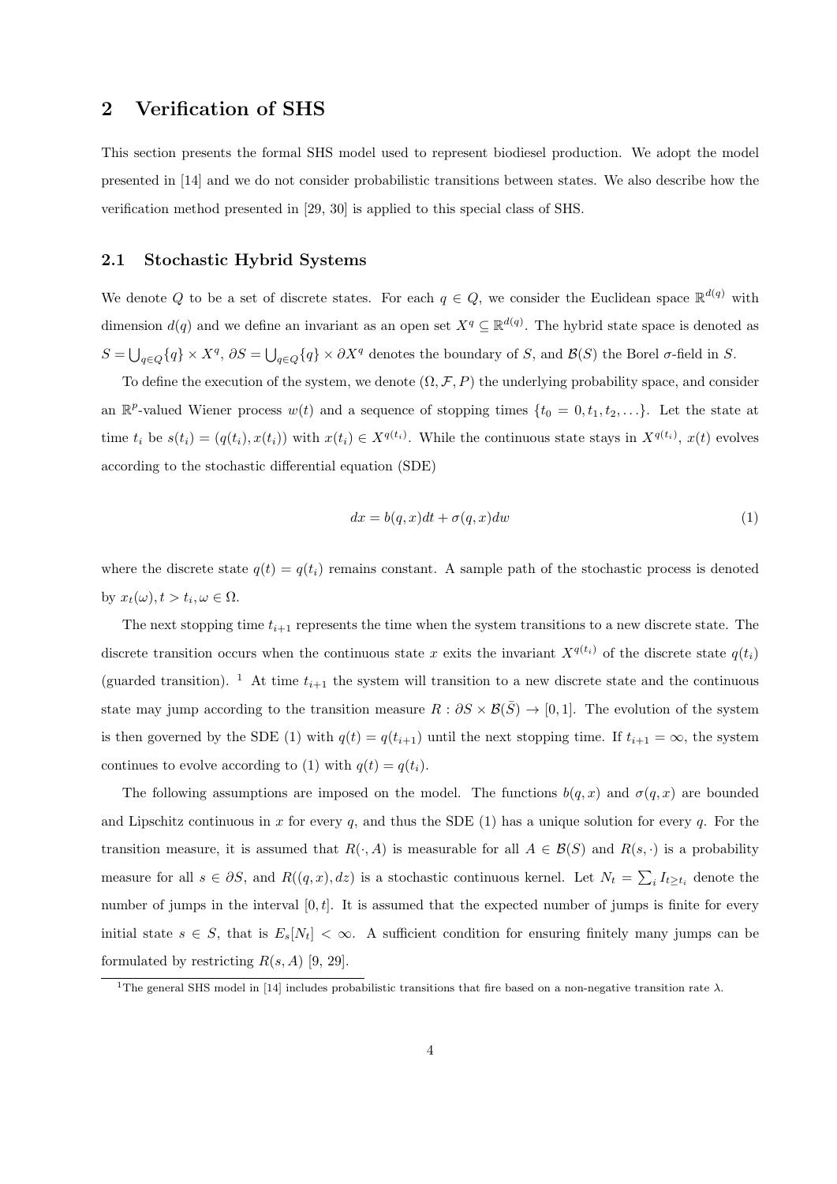## 2 Verification of SHS

This section presents the formal SHS model used to represent biodiesel production. We adopt the model presented in [14] and we do not consider probabilistic transitions between states. We also describe how the verification method presented in [29, 30] is applied to this special class of SHS.

### 2.1 Stochastic Hybrid Systems

We denote $Q$ to be a set of discrete states. For each $q \in Q$, we consider the Euclidean space $\mathbb{R}^{d(q)}$ with dimension $d(q)$ and we define an invariant as an open set $X^q \subseteq \mathbb{R}^{d(q)}$. The hybrid state space is denoted as $S = \bigcup_{q \in Q} \{q\} \times X^q$, $\partial S = \bigcup_{q \in Q} \{q\} \times \partial X^q$ denotes the boundary of $S$, and $\mathcal{B}(S)$ the Borel $\sigma$-field in $S$.

To define the execution of the system, we denote $(\Omega, \mathcal{F}, P)$ the underlying probability space, and consider an $\mathbb{R}^p$-valued Wiener process $w(t)$ and a sequence of stopping times $\{t_0 = 0, t_1, t_2, \ldots\}$. Let the state at time $t_i$ be $s(t_i) = (q(t_i), x(t_i))$ with $x(t_i) \in X^{q(t_i)}$. While the continuous state stays in $X^{q(t_i)}$, $x(t)$ evolves according to the stochastic differential equation (SDE)

$$dx = b(q, x)dt + \sigma(q, x)dw \tag{1}$$

where the discrete state $q(t) = q(t_i)$ remains constant. A sample path of the stochastic process is denoted by $x_t(\omega), t > t_i, \omega \in \Omega$.

The next stopping time $t_{i+1}$ represents the time when the system transitions to a new discrete state. The discrete transition occurs when the continuous state $x$ exits the invariant $X^{q(t_i)}$ of the discrete state $q(t_i)$ (guarded transition). [1] At time $t_{i+1}$ the system will transition to a new discrete state and the continuous state may jump according to the transition measure $R : \partial S \times \mathcal{B}(\bar{S}) \to [0, 1]$. The evolution of the system is then governed by the SDE (1) with $q(t) = q(t_{i+1})$ until the next stopping time. If $t_{i+1} = \infty$, the system continues to evolve according to (1) with $q(t) = q(t_i)$.

The following assumptions are imposed on the model. The functions $b(q, x)$ and $\sigma(q, x)$ are bounded and Lipschitz continuous in $x$ for every $q$, and thus the SDE (1) has a unique solution for every $q$. For the transition measure, it is assumed that $R(\cdot, A)$ is measurable for all $A \in \mathcal{B}(S)$ and $R(s, \cdot)$ is a probability measure for all $s \in \partial S$, and $R((q, x), dz)$ is a stochastic continuous kernel. Let $N_t = \sum_i I_{t \geq t_i}$ denote the number of jumps in the interval $[0, t]$. It is assumed that the expected number of jumps is finite for every initial state $s \in S$, that is $E_s[N_t] < \infty$. A sufficient condition for ensuring finitely many jumps can be formulated by restricting $R(s, A)$ [9, 29].

[1] The general SHS model in [14] includes probabilistic transitions that fire based on a non-negative transition rate $\lambda$.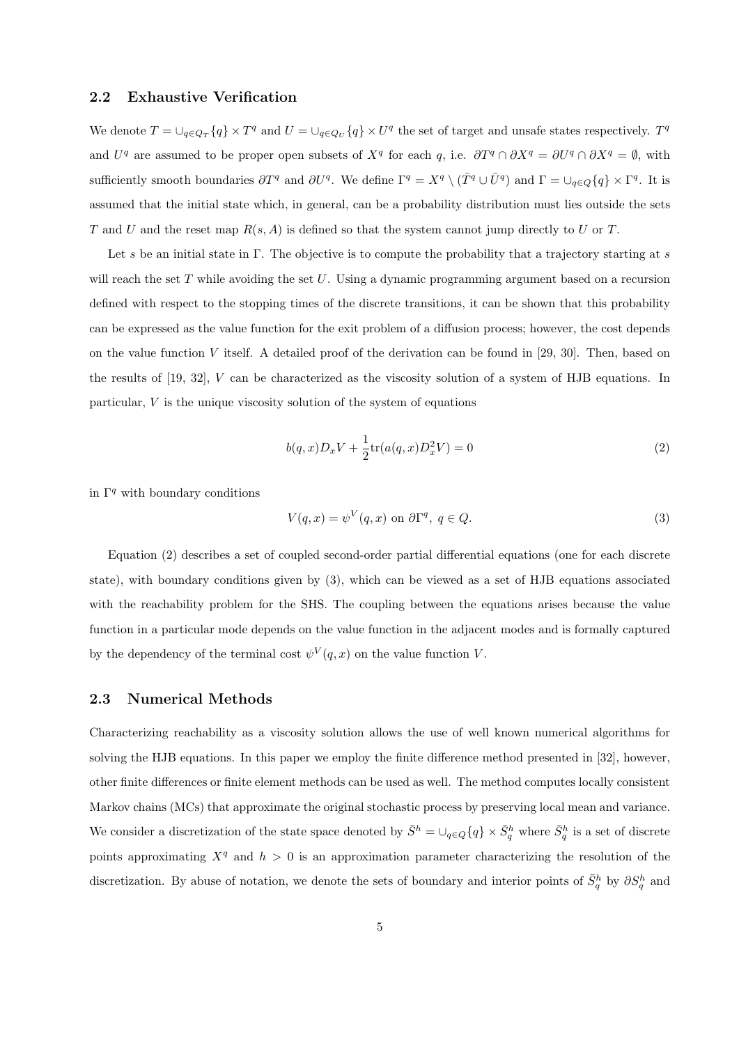## 2.2 Exhaustive Verification

We denote $T = \cup_{q \in Q_T} \{q\} \times T^q$ and $U = \cup_{q \in Q_U} \{q\} \times U^q$ the set of target and unsafe states respectively. $T^q$ and $U^q$ are assumed to be proper open subsets of $X^q$ for each $q$, i.e. $\partial T^q \cap \partial X^q = \partial U^q \cap \partial X^q = \emptyset$, with sufficiently smooth boundaries $\partial T^q$ and $\partial U^q$. We define $\Gamma^q = X^q \setminus (\bar{T}^q \cup \bar{U}^q)$ and $\Gamma = \cup_{q \in Q} \{q\} \times \Gamma^q$. It is assumed that the initial state which, in general, can be a probability distribution must lies outside the sets $T$ and $U$ and the reset map $R(s, A)$ is defined so that the system cannot jump directly to $U$ or $T$.

Let $s$ be an initial state in $\Gamma$. The objective is to compute the probability that a trajectory starting at $s$ will reach the set $T$ while avoiding the set $U$. Using a dynamic programming argument based on a recursion defined with respect to the stopping times of the discrete transitions, it can be shown that this probability can be expressed as the value function for the exit problem of a diffusion process; however, the cost depends on the value function $V$ itself. A detailed proof of the derivation can be found in [29, 30]. Then, based on the results of [19, 32], $V$ can be characterized as the viscosity solution of a system of HJB equations. In particular, $V$ is the unique viscosity solution of the system of equations

$$b(q, x) D_x V + \frac{1}{2} \mathrm{tr}(a(q, x) D_x^2 V) = 0 \tag{2}$$

in $\Gamma^q$ with boundary conditions

$$V(q, x) = \psi^V(q, x) \text{ on } \partial\Gamma^q, \; q \in Q. \tag{3}$$

Equation (2) describes a set of coupled second-order partial differential equations (one for each discrete state), with boundary conditions given by (3), which can be viewed as a set of HJB equations associated with the reachability problem for the SHS. The coupling between the equations arises because the value function in a particular mode depends on the value function in the adjacent modes and is formally captured by the dependency of the terminal cost $\psi^V(q, x)$ on the value function $V$.

## 2.3 Numerical Methods

Characterizing reachability as a viscosity solution allows the use of well known numerical algorithms for solving the HJB equations. In this paper we employ the finite difference method presented in [32], however, other finite differences or finite element methods can be used as well. The method computes locally consistent Markov chains (MCs) that approximate the original stochastic process by preserving local mean and variance. We consider a discretization of the state space denoted by $\bar{S}^h = \cup_{q \in Q} \{q\} \times \bar{S}_q^h$ where $\bar{S}_q^h$ is a set of discrete points approximating $X^q$ and $h > 0$ is an approximation parameter characterizing the resolution of the discretization. By abuse of notation, we denote the sets of boundary and interior points of $\bar{S}_q^h$ by $\partial S_q^h$ and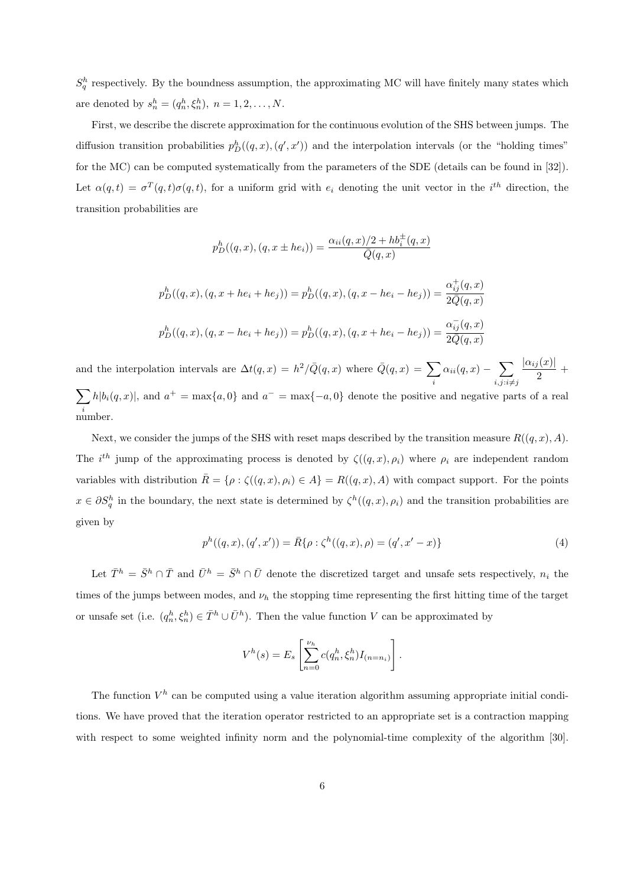$S_q^h$ respectively. By the boundness assumption, the approximating MC will have finitely many states which are denoted by $s_n^h = (q_n^h, \xi_n^h),\ n = 1, 2, \ldots, N$.

First, we describe the discrete approximation for the continuous evolution of the SHS between jumps. The diffusion transition probabilities $p_D^h((q,x),(q',x'))$ and the interpolation intervals (or the "holding times" for the MC) can be computed systematically from the parameters of the SDE (details can be found in [32]). Let $\alpha(q,t) = \sigma^T(q,t)\sigma(q,t)$, for a uniform grid with $e_i$ denoting the unit vector in the $i^{th}$ direction, the transition probabilities are

$$p_D^h((q,x),(q,x \pm he_i)) = \frac{\alpha_{ii}(q,x)/2 + hb_i^{\pm}(q,x)}{\bar{Q}(q,x)}$$

$$p_D^h((q,x),(q,x + he_i + he_j)) = p_D^h((q,x),(q,x - he_i - he_j)) = \frac{\alpha_{ij}^{+}(q,x)}{2\bar{Q}(q,x)}$$

$$p_D^h((q,x),(q,x - he_i + he_j)) = p_D^h((q,x),(q,x + he_i - he_j)) = \frac{\alpha_{ij}^{-}(q,x)}{2\bar{Q}(q,x)}$$

and the interpolation intervals are $\Delta t(q,x) = h^2/\bar{Q}(q,x)$ where $\bar{Q}(q,x) = \sum_i \alpha_{ii}(q,x) - \sum_{i,j:i\neq j} \frac{|\alpha_{ij}(x)|}{2} + \sum_i h|b_i(q,x)|$, and $a^+ = \max\{a, 0\}$ and $a^- = \max\{-a, 0\}$ denote the positive and negative parts of a real number.

Next, we consider the jumps of the SHS with reset maps described by the transition measure $R((q,x),A)$. The $i^{th}$ jump of the approximating process is denoted by $\zeta((q,x),\rho_i)$ where $\rho_i$ are independent random variables with distribution $\bar{R} = \{\rho : \zeta((q,x),\rho_i) \in A\} = R((q,x),A)$ with compact support. For the points $x \in \partial S_q^h$ in the boundary, the next state is determined by $\zeta^h((q,x),\rho_i)$ and the transition probabilities are given by

$$p^h((q,x),(q',x')) = \bar{R}\{\rho : \zeta^h((q,x),\rho) = (q', x' - x)\} \tag{4}$$

Let $\bar{T}^h = \bar{S}^h \cap \bar{T}$ and $\bar{U}^h = \bar{S}^h \cap \bar{U}$ denote the discretized target and unsafe sets respectively, $n_i$ the times of the jumps between modes, and $\nu_h$ the stopping time representing the first hitting time of the target or unsafe set (i.e. $(q_n^h, \xi_n^h) \in \bar{T}^h \cup \bar{U}^h$). Then the value function $V$ can be approximated by

$$V^h(s) = E_s\left[\sum_{n=0}^{\nu_h} c(q_n^h, \xi_n^h) I_{(n=n_i)}\right].$$

The function $V^h$ can be computed using a value iteration algorithm assuming appropriate initial conditions. We have proved that the iteration operator restricted to an appropriate set is a contraction mapping with respect to some weighted infinity norm and the polynomial-time complexity of the algorithm [30].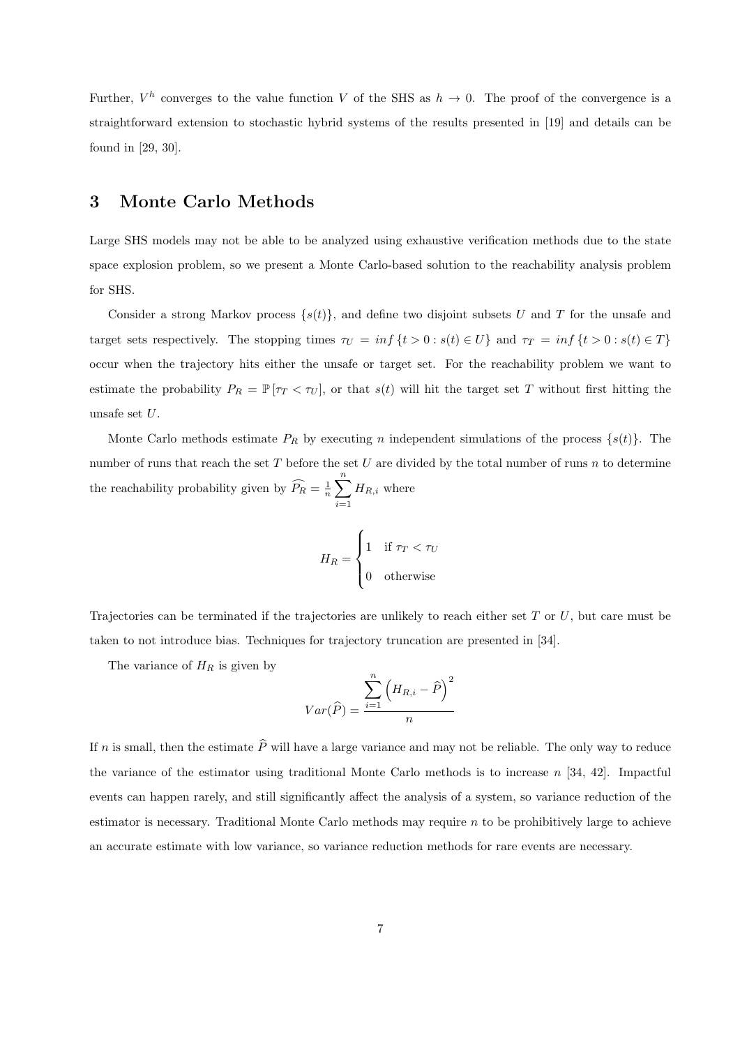Further, $V^h$ converges to the value function $V$ of the SHS as $h \to 0$. The proof of the convergence is a straightforward extension to stochastic hybrid systems of the results presented in [19] and details can be found in [29, 30].

## 3 Monte Carlo Methods

Large SHS models may not be able to be analyzed using exhaustive verification methods due to the state space explosion problem, so we present a Monte Carlo-based solution to the reachability analysis problem for SHS.

Consider a strong Markov process $\{s(t)\}$, and define two disjoint subsets $U$ and $T$ for the unsafe and target sets respectively. The stopping times $\tau_U = inf\{t > 0 : s(t) \in U\}$ and $\tau_T = inf\{t > 0 : s(t) \in T\}$ occur when the trajectory hits either the unsafe or target set. For the reachability problem we want to estimate the probability $P_R = \mathbb{P}[\tau_T < \tau_U]$, or that $s(t)$ will hit the target set $T$ without first hitting the unsafe set $U$.

Monte Carlo methods estimate $P_R$ by executing $n$ independent simulations of the process $\{s(t)\}$. The number of runs that reach the set $T$ before the set $U$ are divided by the total number of runs $n$ to determine the reachability probability given by $\widehat{P_R} = \frac{1}{n}\sum_{i=1}^{n} H_{R,i}$ where

$$H_R = \begin{cases} 1 & \text{if } \tau_T < \tau_U \\ 0 & \text{otherwise} \end{cases}$$

Trajectories can be terminated if the trajectories are unlikely to reach either set $T$ or $U$, but care must be taken to not introduce bias. Techniques for trajectory truncation are presented in [34].

The variance of $H_R$ is given by

$$Var(\widehat{P}) = \frac{\sum_{i=1}^{n}\left(H_{R,i} - \widehat{P}\right)^2}{n}$$

If $n$ is small, then the estimate $\widehat{P}$ will have a large variance and may not be reliable. The only way to reduce the variance of the estimator using traditional Monte Carlo methods is to increase $n$ [34, 42]. Impactful events can happen rarely, and still significantly affect the analysis of a system, so variance reduction of the estimator is necessary. Traditional Monte Carlo methods may require $n$ to be prohibitively large to achieve an accurate estimate with low variance, so variance reduction methods for rare events are necessary.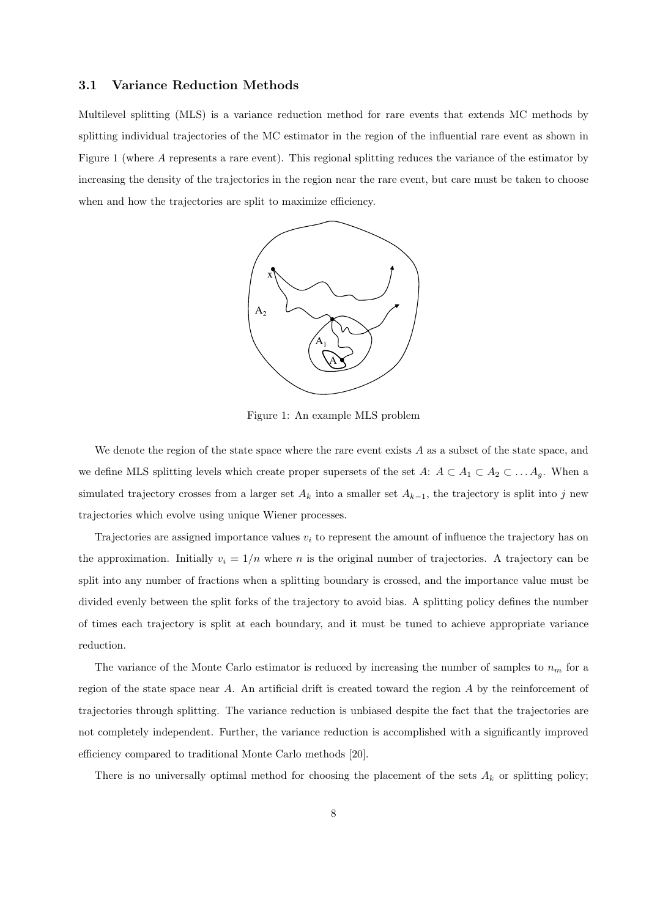### 3.1 Variance Reduction Methods

Multilevel splitting (MLS) is a variance reduction method for rare events that extends MC methods by splitting individual trajectories of the MC estimator in the region of the influential rare event as shown in Figure 1 (where $A$ represents a rare event). This regional splitting reduces the variance of the estimator by increasing the density of the trajectories in the region near the rare event, but care must be taken to choose when and how the trajectories are split to maximize efficiency.

Figure 1: An example MLS problem

We denote the region of the state space where the rare event exists $A$ as a subset of the state space, and we define MLS splitting levels which create proper supersets of the set $A$: $A \subset A_1 \subset A_2 \subset \ldots A_g$. When a simulated trajectory crosses from a larger set $A_k$ into a smaller set $A_{k-1}$, the trajectory is split into $j$ new trajectories which evolve using unique Wiener processes.

Trajectories are assigned importance values $v_i$ to represent the amount of influence the trajectory has on the approximation. Initially $v_i = 1/n$ where $n$ is the original number of trajectories. A trajectory can be split into any number of fractions when a splitting boundary is crossed, and the importance value must be divided evenly between the split forks of the trajectory to avoid bias. A splitting policy defines the number of times each trajectory is split at each boundary, and it must be tuned to achieve appropriate variance reduction.

The variance of the Monte Carlo estimator is reduced by increasing the number of samples to $n_m$ for a region of the state space near $A$. An artificial drift is created toward the region $A$ by the reinforcement of trajectories through splitting. The variance reduction is unbiased despite the fact that the trajectories are not completely independent. Further, the variance reduction is accomplished with a significantly improved efficiency compared to traditional Monte Carlo methods [20].

There is no universally optimal method for choosing the placement of the sets $A_k$ or splitting policy;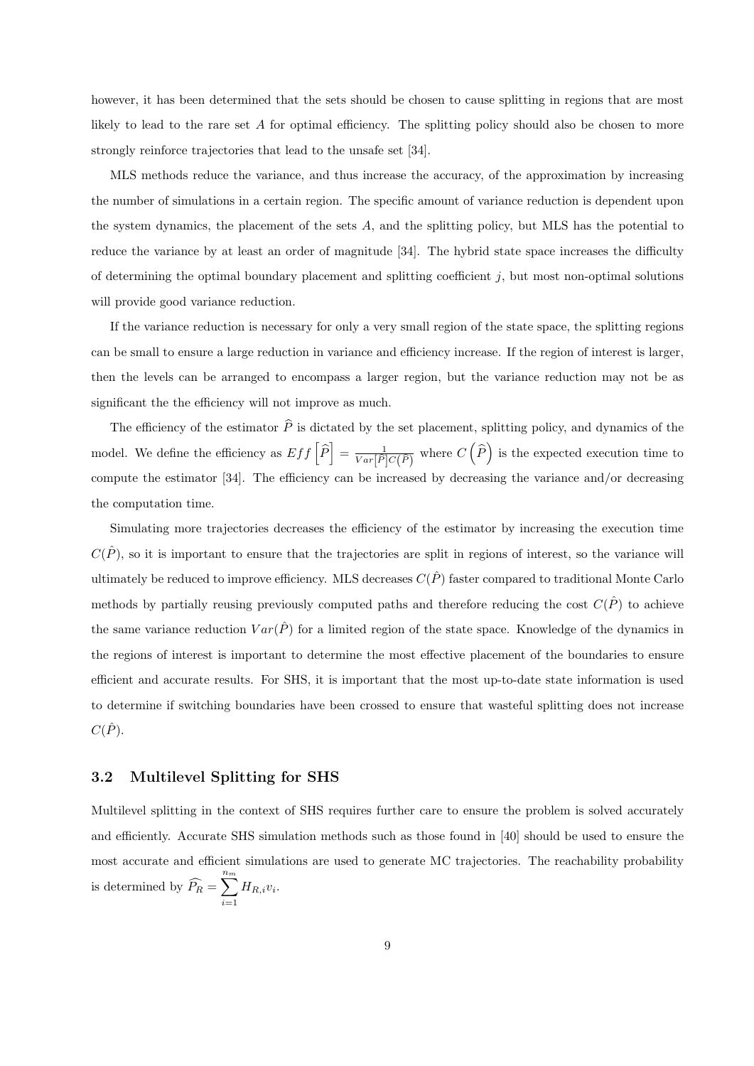however, it has been determined that the sets should be chosen to cause splitting in regions that are most likely to lead to the rare set $A$ for optimal efficiency. The splitting policy should also be chosen to more strongly reinforce trajectories that lead to the unsafe set [34].

MLS methods reduce the variance, and thus increase the accuracy, of the approximation by increasing the number of simulations in a certain region. The specific amount of variance reduction is dependent upon the system dynamics, the placement of the sets $A$, and the splitting policy, but MLS has the potential to reduce the variance by at least an order of magnitude [34]. The hybrid state space increases the difficulty of determining the optimal boundary placement and splitting coefficient $j$, but most non-optimal solutions will provide good variance reduction.

If the variance reduction is necessary for only a very small region of the state space, the splitting regions can be small to ensure a large reduction in variance and efficiency increase. If the region of interest is larger, then the levels can be arranged to encompass a larger region, but the variance reduction may not be as significant the the efficiency will not improve as much.

The efficiency of the estimator $\widehat{P}$ is dictated by the set placement, splitting policy, and dynamics of the model. We define the efficiency as $Eff\left[\widehat{P}\right] = \frac{1}{Var\left[\widehat{P}\right]C\left(\widehat{P}\right)}$ where $C\left(\widehat{P}\right)$ is the expected execution time to compute the estimator [34]. The efficiency can be increased by decreasing the variance and/or decreasing the computation time.

Simulating more trajectories decreases the efficiency of the estimator by increasing the execution time $C(\hat{P})$, so it is important to ensure that the trajectories are split in regions of interest, so the variance will ultimately be reduced to improve efficiency. MLS decreases $C(\hat{P})$ faster compared to traditional Monte Carlo methods by partially reusing previously computed paths and therefore reducing the cost $C(\hat{P})$ to achieve the same variance reduction $Var(\hat{P})$ for a limited region of the state space. Knowledge of the dynamics in the regions of interest is important to determine the most effective placement of the boundaries to ensure efficient and accurate results. For SHS, it is important that the most up-to-date state information is used to determine if switching boundaries have been crossed to ensure that wasteful splitting does not increase $C(\hat{P})$.

### 3.2 Multilevel Splitting for SHS

Multilevel splitting in the context of SHS requires further care to ensure the problem is solved accurately and efficiently. Accurate SHS simulation methods such as those found in [40] should be used to ensure the most accurate and efficient simulations are used to generate MC trajectories. The reachability probability is determined by $\widehat{P_R} = \sum_{i=1}^{n_m} H_{R,i} v_i$.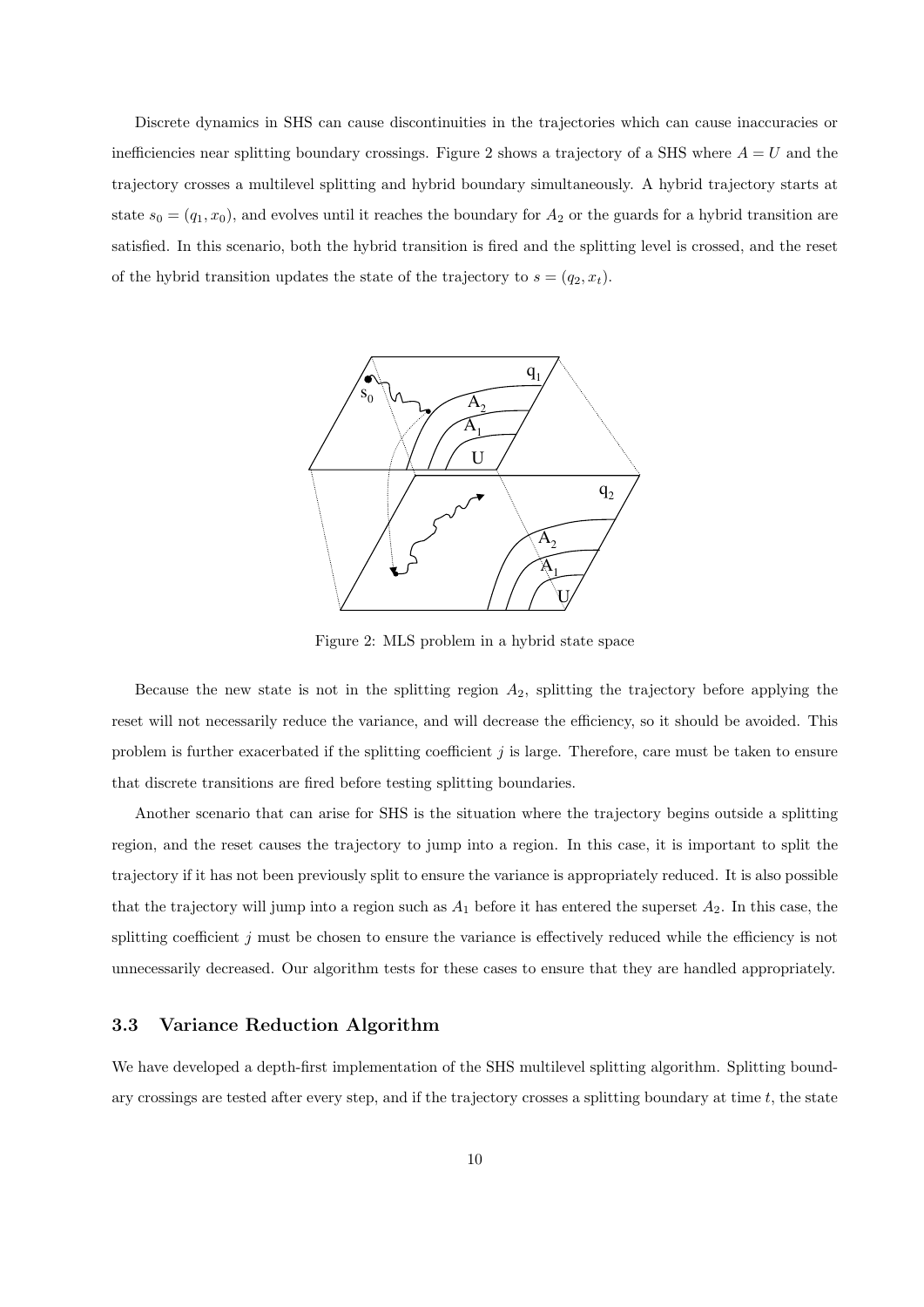Discrete dynamics in SHS can cause discontinuities in the trajectories which can cause inaccuracies or inefficiencies near splitting boundary crossings. Figure 2 shows a trajectory of a SHS where $A = U$ and the trajectory crosses a multilevel splitting and hybrid boundary simultaneously. A hybrid trajectory starts at state $s_0 = (q_1, x_0)$, and evolves until it reaches the boundary for $A_2$ or the guards for a hybrid transition are satisfied. In this scenario, both the hybrid transition is fired and the splitting level is crossed, and the reset of the hybrid transition updates the state of the trajectory to $s = (q_2, x_t)$.

Figure 2: MLS problem in a hybrid state space

Because the new state is not in the splitting region $A_2$, splitting the trajectory before applying the reset will not necessarily reduce the variance, and will decrease the efficiency, so it should be avoided. This problem is further exacerbated if the splitting coefficient $j$ is large. Therefore, care must be taken to ensure that discrete transitions are fired before testing splitting boundaries.

Another scenario that can arise for SHS is the situation where the trajectory begins outside a splitting region, and the reset causes the trajectory to jump into a region. In this case, it is important to split the trajectory if it has not been previously split to ensure the variance is appropriately reduced. It is also possible that the trajectory will jump into a region such as $A_1$ before it has entered the superset $A_2$. In this case, the splitting coefficient $j$ must be chosen to ensure the variance is effectively reduced while the efficiency is not unnecessarily decreased. Our algorithm tests for these cases to ensure that they are handled appropriately.

### 3.3 Variance Reduction Algorithm

We have developed a depth-first implementation of the SHS multilevel splitting algorithm. Splitting boundary crossings are tested after every step, and if the trajectory crosses a splitting boundary at time $t$, the state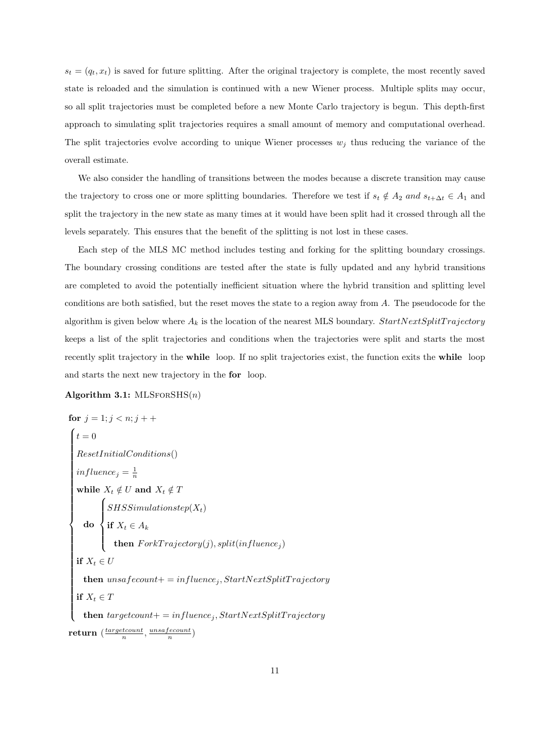$s_t = (q_t, x_t)$ is saved for future splitting. After the original trajectory is complete, the most recently saved state is reloaded and the simulation is continued with a new Wiener process. Multiple splits may occur, so all split trajectories must be completed before a new Monte Carlo trajectory is begun. This depth-first approach to simulating split trajectories requires a small amount of memory and computational overhead. The split trajectories evolve according to unique Wiener processes $w_j$ thus reducing the variance of the overall estimate.

We also consider the handling of transitions between the modes because a discrete transition may cause the trajectory to cross one or more splitting boundaries. Therefore we test if $s_t \notin A_2$ *and* $s_{t+\Delta t} \in A_1$ and split the trajectory in the new state as many times at it would have been split had it crossed through all the levels separately. This ensures that the benefit of the splitting is not lost in these cases.

Each step of the MLS MC method includes testing and forking for the splitting boundary crossings. The boundary crossing conditions are tested after the state is fully updated and any hybrid transitions are completed to avoid the potentially inefficient situation where the hybrid transition and splitting level conditions are both satisfied, but the reset moves the state to a region away from $A$. The pseudocode for the algorithm is given below where $A_k$ is the location of the nearest MLS boundary. *StartNextSplitTrajectory* keeps a list of the split trajectories and conditions when the trajectories were split and starts the most recently split trajectory in the **while** loop. If no split trajectories exist, the function exits the **while** loop and starts the next new trajectory in the **for** loop.

**Algorithm 3.1:** MLSFORSHS($n$)

```
for j = 1; j < n; j++
    t = 0
    ResetInitialConditions()
    influence_j = 1/n
    while X_t ∉ U and X_t ∉ T
        do  SHSSimulationstep(X_t)
            if X_t ∈ A_k
                then ForkTrajectory(j), split(influence_j)
    if X_t ∈ U
        then unsafecount += influence_j, StartNextSplitTrajectory
    if X_t ∈ T
        then targetcount += influence_j, StartNextSplitTrajectory
return (targetcount/n, unsafecount/n)
```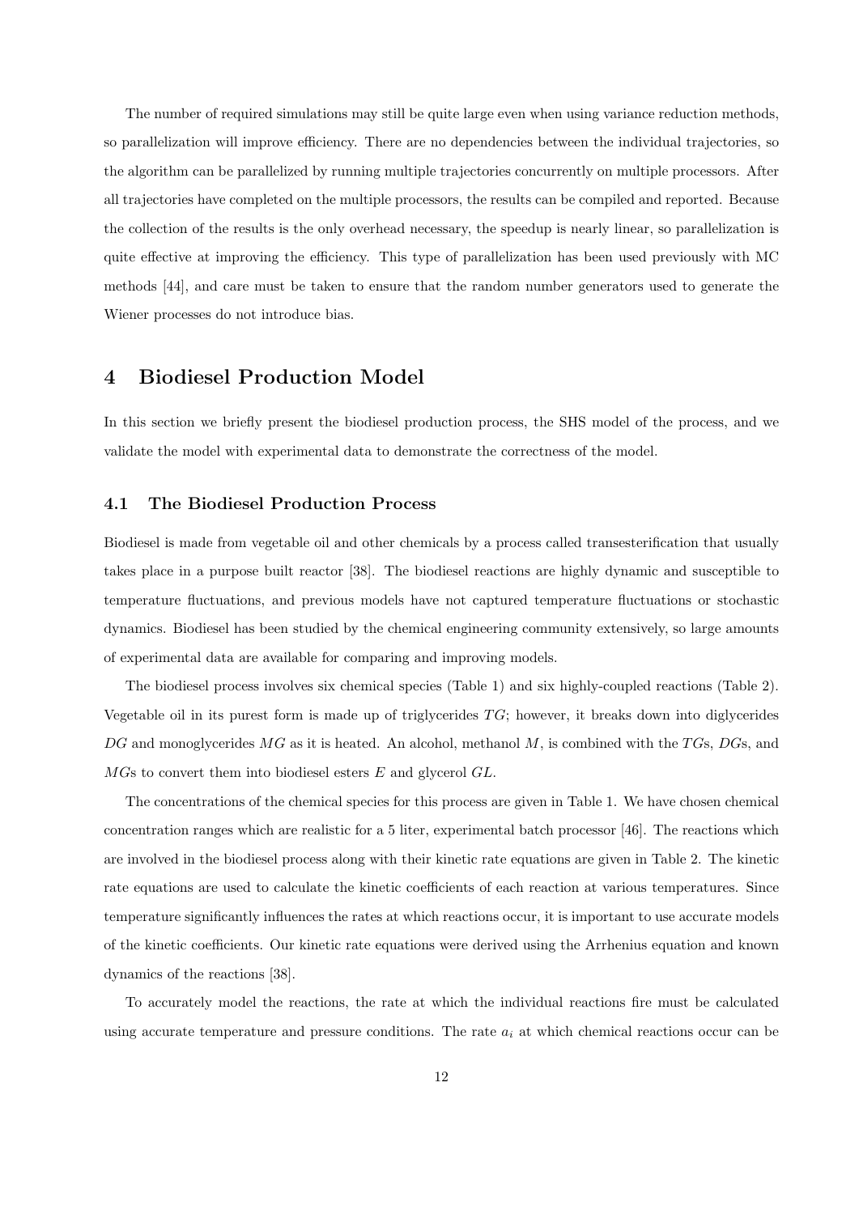The number of required simulations may still be quite large even when using variance reduction methods, so parallelization will improve efficiency. There are no dependencies between the individual trajectories, so the algorithm can be parallelized by running multiple trajectories concurrently on multiple processors. After all trajectories have completed on the multiple processors, the results can be compiled and reported. Because the collection of the results is the only overhead necessary, the speedup is nearly linear, so parallelization is quite effective at improving the efficiency. This type of parallelization has been used previously with MC methods [44], and care must be taken to ensure that the random number generators used to generate the Wiener processes do not introduce bias.

# 4 Biodiesel Production Model

In this section we briefly present the biodiesel production process, the SHS model of the process, and we validate the model with experimental data to demonstrate the correctness of the model.

## 4.1 The Biodiesel Production Process

Biodiesel is made from vegetable oil and other chemicals by a process called transesterification that usually takes place in a purpose built reactor [38]. The biodiesel reactions are highly dynamic and susceptible to temperature fluctuations, and previous models have not captured temperature fluctuations or stochastic dynamics. Biodiesel has been studied by the chemical engineering community extensively, so large amounts of experimental data are available for comparing and improving models.

The biodiesel process involves six chemical species (Table 1) and six highly-coupled reactions (Table 2). Vegetable oil in its purest form is made up of triglycerides $TG$; however, it breaks down into diglycerides $DG$ and monoglycerides $MG$ as it is heated. An alcohol, methanol $M$, is combined with the $TG$s, $DG$s, and $MG$s to convert them into biodiesel esters $E$ and glycerol $GL$.

The concentrations of the chemical species for this process are given in Table 1. We have chosen chemical concentration ranges which are realistic for a 5 liter, experimental batch processor [46]. The reactions which are involved in the biodiesel process along with their kinetic rate equations are given in Table 2. The kinetic rate equations are used to calculate the kinetic coefficients of each reaction at various temperatures. Since temperature significantly influences the rates at which reactions occur, it is important to use accurate models of the kinetic coefficients. Our kinetic rate equations were derived using the Arrhenius equation and known dynamics of the reactions [38].

To accurately model the reactions, the rate at which the individual reactions fire must be calculated using accurate temperature and pressure conditions. The rate $a_i$ at which chemical reactions occur can be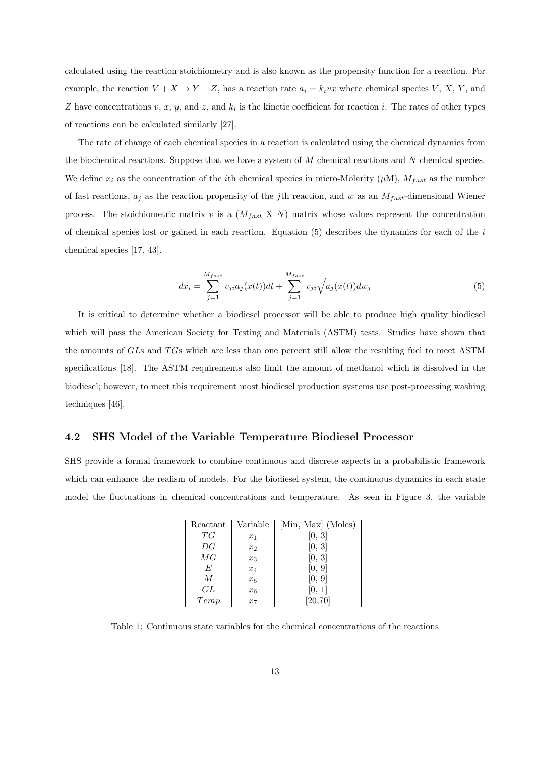calculated using the reaction stoichiometry and is also known as the propensity function for a reaction. For example, the reaction $V + X \to Y + Z$, has a reaction rate $a_i = k_i v x$ where chemical species $V$, $X$, $Y$, and $Z$ have concentrations $v$, $x$, $y$, and $z$, and $k_i$ is the kinetic coefficient for reaction $i$. The rates of other types of reactions can be calculated similarly [27].

The rate of change of each chemical species in a reaction is calculated using the chemical dynamics from the biochemical reactions. Suppose that we have a system of $M$ chemical reactions and $N$ chemical species. We define $x_i$ as the concentration of the $i$th chemical species in micro-Molarity ($\mu$M), $M_{fast}$ as the number of fast reactions, $a_j$ as the reaction propensity of the $j$th reaction, and $w$ as an $M_{fast}$-dimensional Wiener process. The stoichiometric matrix $v$ is a ($M_{fast}$ X $N$) matrix whose values represent the concentration of chemical species lost or gained in each reaction. Equation (5) describes the dynamics for each of the $i$ chemical species [17, 43].

$$dx_i = \sum_{j=1}^{M_{fast}} v_{ji} a_j(x(t))dt + \sum_{j=1}^{M_{fast}} v_{ji} \sqrt{a_j(x(t))} dw_j \tag{5}$$

It is critical to determine whether a biodiesel processor will be able to produce high quality biodiesel which will pass the American Society for Testing and Materials (ASTM) tests. Studies have shown that the amounts of $GL$s and $TG$s which are less than one percent still allow the resulting fuel to meet ASTM specifications [18]. The ASTM requirements also limit the amount of methanol which is dissolved in the biodiesel; however, to meet this requirement most biodiesel production systems use post-processing washing techniques [46].

## 4.2 SHS Model of the Variable Temperature Biodiesel Processor

SHS provide a formal framework to combine continuous and discrete aspects in a probabilistic framework which can enhance the realism of models. For the biodiesel system, the continuous dynamics in each state model the fluctuations in chemical concentrations and temperature. As seen in Figure 3, the variable

| Reactant | Variable | [Min, Max] (Moles) |
|---|---|---|
| $TG$ | $x_1$ | [0, 3] |
| $DG$ | $x_2$ | [0, 3] |
| $MG$ | $x_3$ | [0, 3] |
| $E$ | $x_4$ | [0, 9] |
| $M$ | $x_5$ | [0, 9] |
| $GL$ | $x_6$ | [0, 1] |
| $Temp$ | $x_7$ | [20,70] |

Table 1: Continuous state variables for the chemical concentrations of the reactions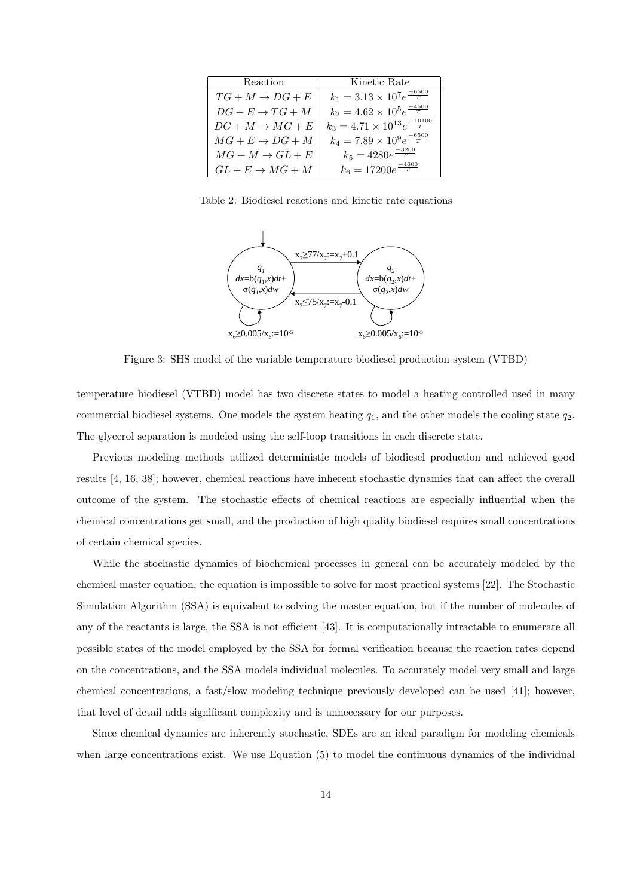| Reaction | Kinetic Rate |
|---|---|
| $TG + M \rightarrow DG + E$ | $k_1 = 3.13 \times 10^7 e^{\frac{-6500}{T}}$ |
| $DG + E \rightarrow TG + M$ | $k_2 = 4.62 \times 10^5 e^{\frac{-4500}{T}}$ |
| $DG + M \rightarrow MG + E$ | $k_3 = 4.71 \times 10^{13} e^{\frac{-10100}{T}}$ |
| $MG + E \rightarrow DG + M$ | $k_4 = 7.89 \times 10^9 e^{\frac{-6500}{T}}$ |
| $MG + M \rightarrow GL + E$ | $k_5 = 4280 e^{\frac{-3200}{T}}$ |
| $GL + E \rightarrow MG + M$ | $k_6 = 17200 e^{\frac{-4600}{T}}$ |

Table 2: Biodiesel reactions and kinetic rate equations

Figure 3: SHS model of the variable temperature biodiesel production system (VTBD)

temperature biodiesel (VTBD) model has two discrete states to model a heating controlled used in many commercial biodiesel systems. One models the system heating $q_1$, and the other models the cooling state $q_2$. The glycerol separation is modeled using the self-loop transitions in each discrete state.

Previous modeling methods utilized deterministic models of biodiesel production and achieved good results [4, 16, 38]; however, chemical reactions have inherent stochastic dynamics that can affect the overall outcome of the system. The stochastic effects of chemical reactions are especially influential when the chemical concentrations get small, and the production of high quality biodiesel requires small concentrations of certain chemical species.

While the stochastic dynamics of biochemical processes in general can be accurately modeled by the chemical master equation, the equation is impossible to solve for most practical systems [22]. The Stochastic Simulation Algorithm (SSA) is equivalent to solving the master equation, but if the number of molecules of any of the reactants is large, the SSA is not efficient [43]. It is computationally intractable to enumerate all possible states of the model employed by the SSA for formal verification because the reaction rates depend on the concentrations, and the SSA models individual molecules. To accurately model very small and large chemical concentrations, a fast/slow modeling technique previously developed can be used [41]; however, that level of detail adds significant complexity and is unnecessary for our purposes.

Since chemical dynamics are inherently stochastic, SDEs are an ideal paradigm for modeling chemicals when large concentrations exist. We use Equation (5) to model the continuous dynamics of the individual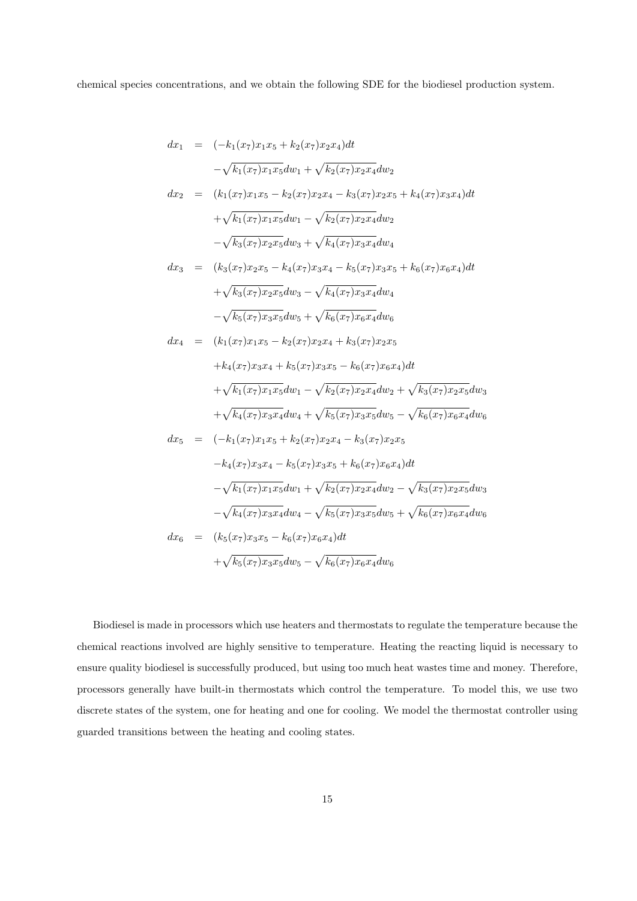chemical species concentrations, and we obtain the following SDE for the biodiesel production system.

$$
\begin{aligned}
dx_1 &= (-k_1(x_7)x_1x_5 + k_2(x_7)x_2x_4)dt \\
&\quad -\sqrt{k_1(x_7)x_1x_5}dw_1 + \sqrt{k_2(x_7)x_2x_4}dw_2 \\
dx_2 &= (k_1(x_7)x_1x_5 - k_2(x_7)x_2x_4 - k_3(x_7)x_2x_5 + k_4(x_7)x_3x_4)dt \\
&\quad +\sqrt{k_1(x_7)x_1x_5}dw_1 - \sqrt{k_2(x_7)x_2x_4}dw_2 \\
&\quad -\sqrt{k_3(x_7)x_2x_5}dw_3 + \sqrt{k_4(x_7)x_3x_4}dw_4 \\
dx_3 &= (k_3(x_7)x_2x_5 - k_4(x_7)x_3x_4 - k_5(x_7)x_3x_5 + k_6(x_7)x_6x_4)dt \\
&\quad +\sqrt{k_3(x_7)x_2x_5}dw_3 - \sqrt{k_4(x_7)x_3x_4}dw_4 \\
&\quad -\sqrt{k_5(x_7)x_3x_5}dw_5 + \sqrt{k_6(x_7)x_6x_4}dw_6 \\
dx_4 &= (k_1(x_7)x_1x_5 - k_2(x_7)x_2x_4 + k_3(x_7)x_2x_5 \\
&\quad +k_4(x_7)x_3x_4 + k_5(x_7)x_3x_5 - k_6(x_7)x_6x_4)dt \\
&\quad +\sqrt{k_1(x_7)x_1x_5}dw_1 - \sqrt{k_2(x_7)x_2x_4}dw_2 + \sqrt{k_3(x_7)x_2x_5}dw_3 \\
&\quad +\sqrt{k_4(x_7)x_3x_4}dw_4 + \sqrt{k_5(x_7)x_3x_5}dw_5 - \sqrt{k_6(x_7)x_6x_4}dw_6 \\
dx_5 &= (-k_1(x_7)x_1x_5 + k_2(x_7)x_2x_4 - k_3(x_7)x_2x_5 \\
&\quad -k_4(x_7)x_3x_4 - k_5(x_7)x_3x_5 + k_6(x_7)x_6x_4)dt \\
&\quad -\sqrt{k_1(x_7)x_1x_5}dw_1 + \sqrt{k_2(x_7)x_2x_4}dw_2 - \sqrt{k_3(x_7)x_2x_5}dw_3 \\
&\quad -\sqrt{k_4(x_7)x_3x_4}dw_4 - \sqrt{k_5(x_7)x_3x_5}dw_5 + \sqrt{k_6(x_7)x_6x_4}dw_6 \\
dx_6 &= (k_5(x_7)x_3x_5 - k_6(x_7)x_6x_4)dt \\
&\quad +\sqrt{k_5(x_7)x_3x_5}dw_5 - \sqrt{k_6(x_7)x_6x_4}dw_6
\end{aligned}
$$

Biodiesel is made in processors which use heaters and thermostats to regulate the temperature because the chemical reactions involved are highly sensitive to temperature. Heating the reacting liquid is necessary to ensure quality biodiesel is successfully produced, but using too much heat wastes time and money. Therefore, processors generally have built-in thermostats which control the temperature. To model this, we use two discrete states of the system, one for heating and one for cooling. We model the thermostat controller using guarded transitions between the heating and cooling states.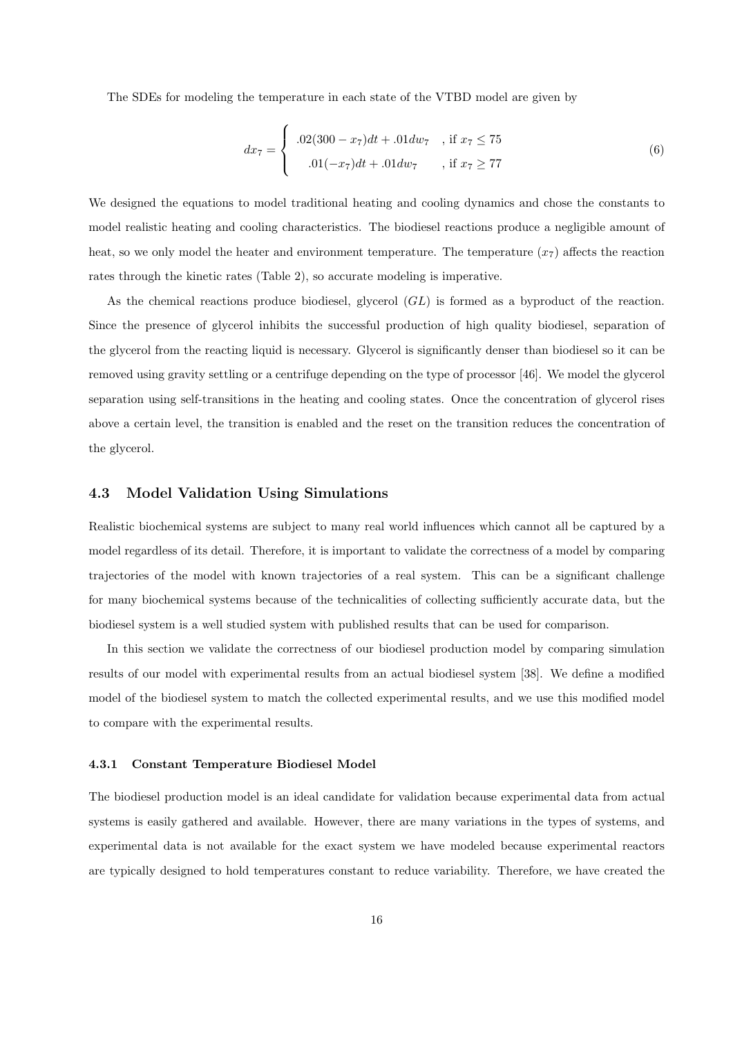The SDEs for modeling the temperature in each state of the VTBD model are given by

$$dx_7 = \begin{cases} .02(300 - x_7)dt + .01dw_7 & , \text{if } x_7 \leq 75 \\ .01(-x_7)dt + .01dw_7 & , \text{if } x_7 \geq 77 \end{cases} \tag{6}$$

We designed the equations to model traditional heating and cooling dynamics and chose the constants to model realistic heating and cooling characteristics. The biodiesel reactions produce a negligible amount of heat, so we only model the heater and environment temperature. The temperature ($x_7$) affects the reaction rates through the kinetic rates (Table 2), so accurate modeling is imperative.

As the chemical reactions produce biodiesel, glycerol ($GL$) is formed as a byproduct of the reaction. Since the presence of glycerol inhibits the successful production of high quality biodiesel, separation of the glycerol from the reacting liquid is necessary. Glycerol is significantly denser than biodiesel so it can be removed using gravity settling or a centrifuge depending on the type of processor [46]. We model the glycerol separation using self-transitions in the heating and cooling states. Once the concentration of glycerol rises above a certain level, the transition is enabled and the reset on the transition reduces the concentration of the glycerol.

### 4.3 Model Validation Using Simulations

Realistic biochemical systems are subject to many real world influences which cannot all be captured by a model regardless of its detail. Therefore, it is important to validate the correctness of a model by comparing trajectories of the model with known trajectories of a real system. This can be a significant challenge for many biochemical systems because of the technicalities of collecting sufficiently accurate data, but the biodiesel system is a well studied system with published results that can be used for comparison.

In this section we validate the correctness of our biodiesel production model by comparing simulation results of our model with experimental results from an actual biodiesel system [38]. We define a modified model of the biodiesel system to match the collected experimental results, and we use this modified model to compare with the experimental results.

#### 4.3.1 Constant Temperature Biodiesel Model

The biodiesel production model is an ideal candidate for validation because experimental data from actual systems is easily gathered and available. However, there are many variations in the types of systems, and experimental data is not available for the exact system we have modeled because experimental reactors are typically designed to hold temperatures constant to reduce variability. Therefore, we have created the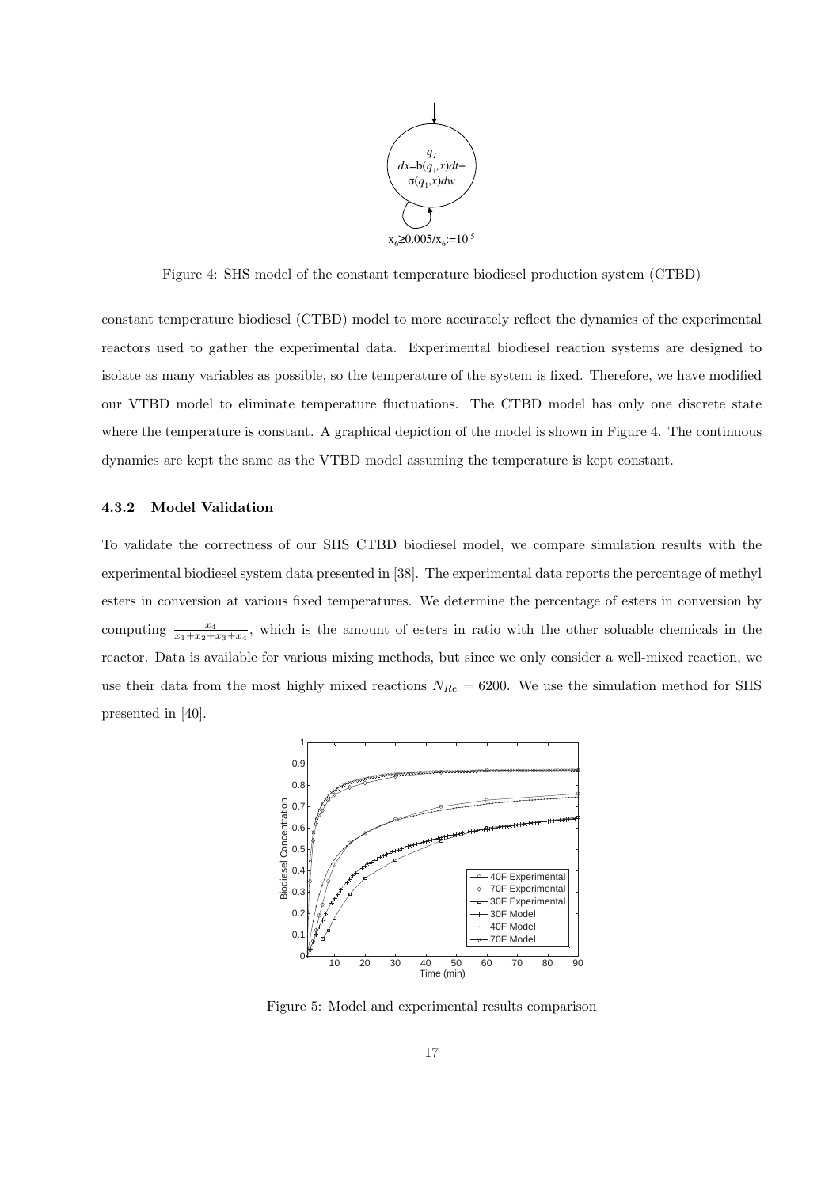Figure 4: SHS model of the constant temperature biodiesel production system (CTBD)

constant temperature biodiesel (CTBD) model to more accurately reflect the dynamics of the experimental reactors used to gather the experimental data. Experimental biodiesel reaction systems are designed to isolate as many variables as possible, so the temperature of the system is fixed. Therefore, we have modified our VTBD model to eliminate temperature fluctuations. The CTBD model has only one discrete state where the temperature is constant. A graphical depiction of the model is shown in Figure 4. The continuous dynamics are kept the same as the VTBD model assuming the temperature is kept constant.

### 4.3.2 Model Validation

To validate the correctness of our SHS CTBD biodiesel model, we compare simulation results with the experimental biodiesel system data presented in [38]. The experimental data reports the percentage of methyl esters in conversion at various fixed temperatures. We determine the percentage of esters in conversion by computing $\frac{x_4}{x_1+x_2+x_3+x_4}$, which is the amount of esters in ratio with the other soluable chemicals in the reactor. Data is available for various mixing methods, but since we only consider a well-mixed reaction, we use their data from the most highly mixed reactions $N_{Re} = 6200$. We use the simulation method for SHS presented in [40].

Figure 5: Model and experimental results comparison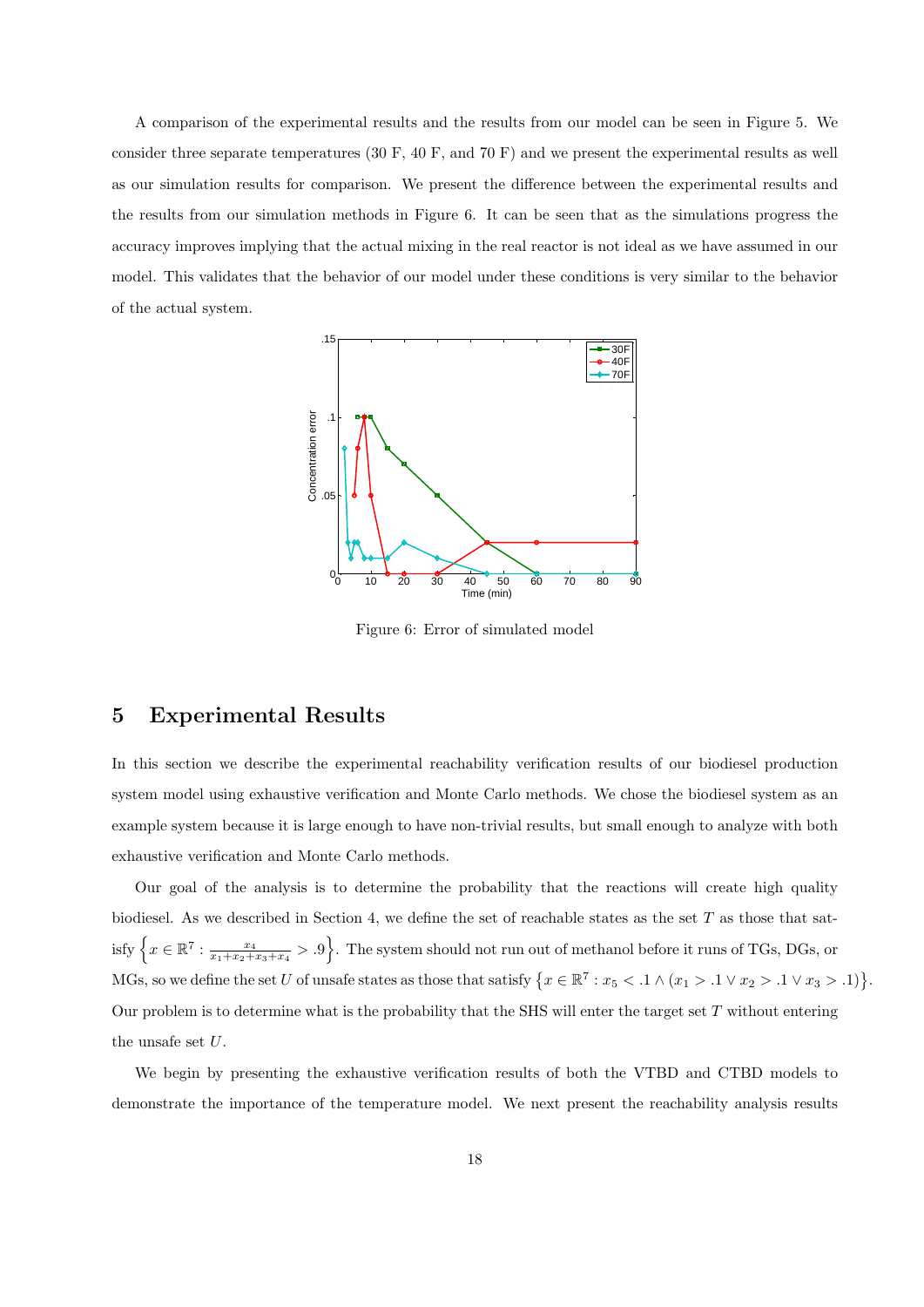A comparison of the experimental results and the results from our model can be seen in Figure 5. We consider three separate temperatures (30 F, 40 F, and 70 F) and we present the experimental results as well as our simulation results for comparison. We present the difference between the experimental results and the results from our simulation methods in Figure 6. It can be seen that as the simulations progress the accuracy improves implying that the actual mixing in the real reactor is not ideal as we have assumed in our model. This validates that the behavior of our model under these conditions is very similar to the behavior of the actual system.

Figure 6: Error of simulated model

## 5 Experimental Results

In this section we describe the experimental reachability verification results of our biodiesel production system model using exhaustive verification and Monte Carlo methods. We chose the biodiesel system as an example system because it is large enough to have non-trivial results, but small enough to analyze with both exhaustive verification and Monte Carlo methods.

Our goal of the analysis is to determine the probability that the reactions will create high quality biodiesel. As we described in Section 4, we define the set of reachable states as the set $T$ as those that satisfy $\left\{x \in \mathbb{R}^7 : \frac{x_4}{x_1+x_2+x_3+x_4} > .9\right\}$. The system should not run out of methanol before it runs of TGs, DGs, or MGs, so we define the set $U$ of unsafe states as those that satisfy $\left\{x \in \mathbb{R}^7 : x_5 < .1 \wedge (x_1 > .1 \vee x_2 > .1 \vee x_3 > .1)\right\}$. Our problem is to determine what is the probability that the SHS will enter the target set $T$ without entering the unsafe set $U$.

We begin by presenting the exhaustive verification results of both the VTBD and CTBD models to demonstrate the importance of the temperature model. We next present the reachability analysis results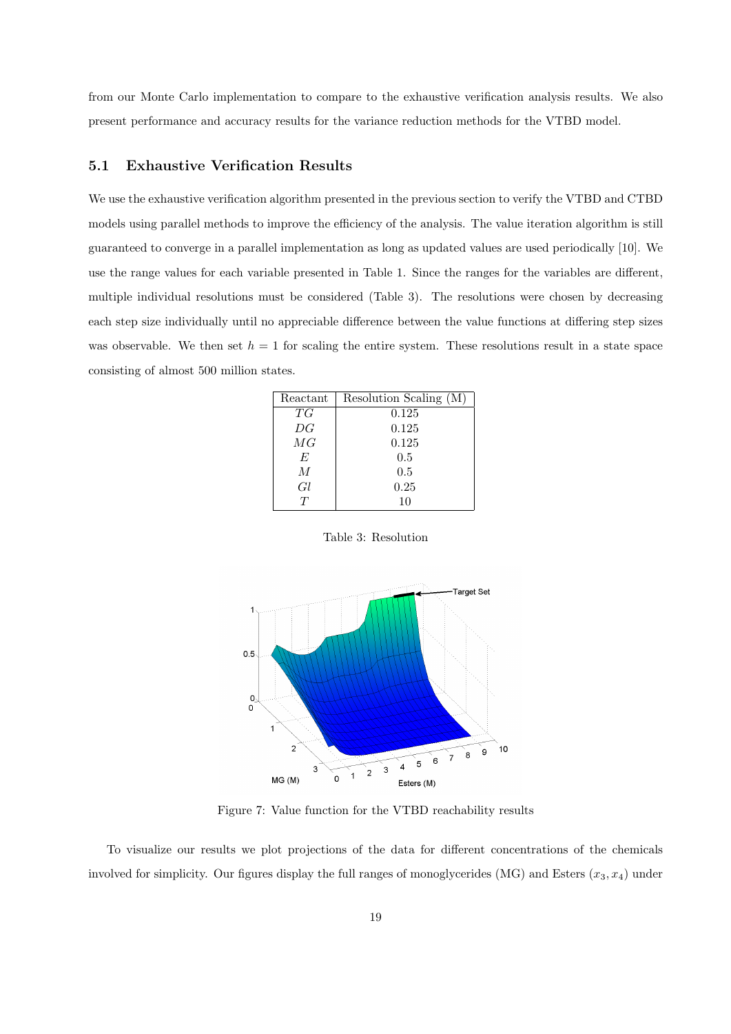from our Monte Carlo implementation to compare to the exhaustive verification analysis results. We also present performance and accuracy results for the variance reduction methods for the VTBD model.

## 5.1 Exhaustive Verification Results

We use the exhaustive verification algorithm presented in the previous section to verify the VTBD and CTBD models using parallel methods to improve the efficiency of the analysis. The value iteration algorithm is still guaranteed to converge in a parallel implementation as long as updated values are used periodically [10]. We use the range values for each variable presented in Table 1. Since the ranges for the variables are different, multiple individual resolutions must be considered (Table 3). The resolutions were chosen by decreasing each step size individually until no appreciable difference between the value functions at differing step sizes was observable. We then set $h = 1$ for scaling the entire system. These resolutions result in a state space consisting of almost 500 million states.

| Reactant | Resolution Scaling (M) |
|---|---|
| $TG$ | 0.125 |
| $DG$ | 0.125 |
| $MG$ | 0.125 |
| $E$ | 0.5 |
| $M$ | 0.5 |
| $Gl$ | 0.25 |
| $T$ | 10 |

Table 3: Resolution

Figure 7: Value function for the VTBD reachability results

To visualize our results we plot projections of the data for different concentrations of the chemicals involved for simplicity. Our figures display the full ranges of monoglycerides (MG) and Esters ($x_3, x_4$) under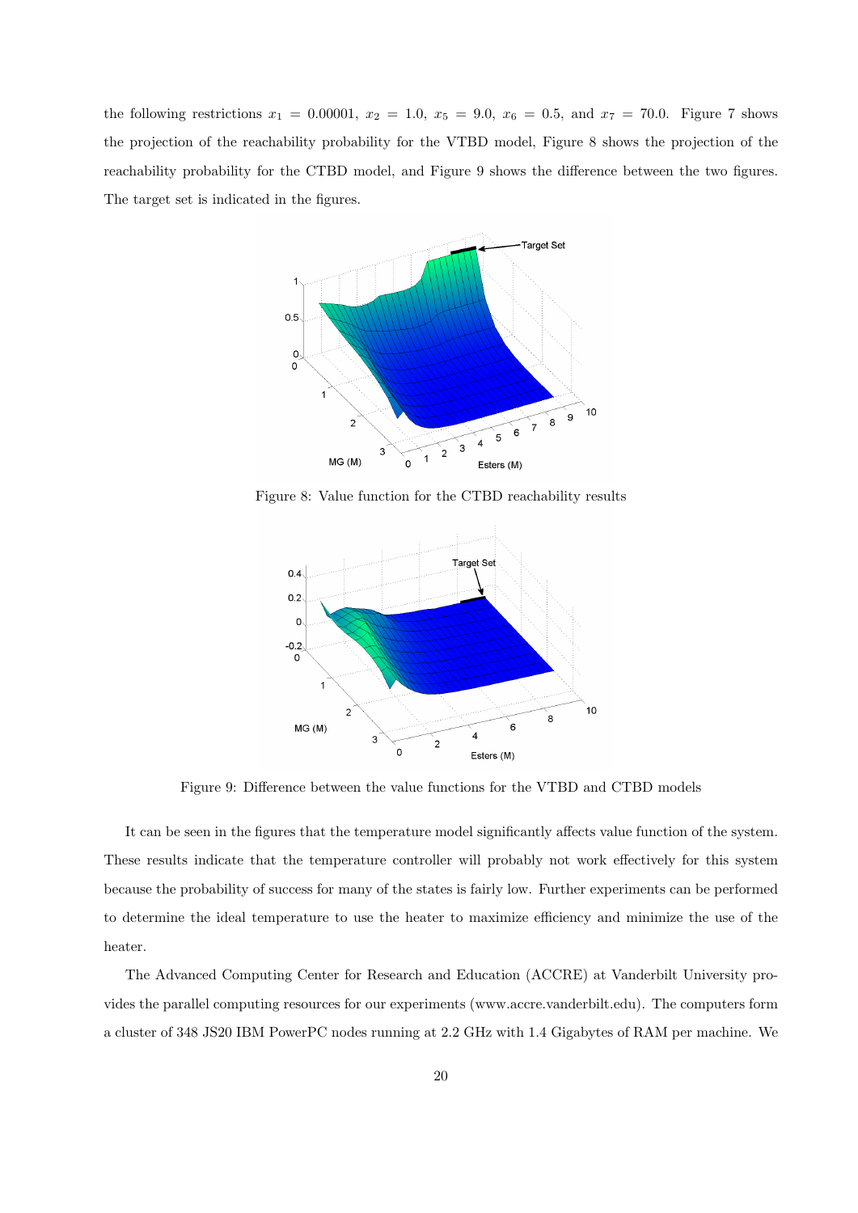the following restrictions $x_1 = 0.00001$, $x_2 = 1.0$, $x_5 = 9.0$, $x_6 = 0.5$, and $x_7 = 70.0$. Figure 7 shows the projection of the reachability probability for the VTBD model, Figure 8 shows the projection of the reachability probability for the CTBD model, and Figure 9 shows the difference between the two figures. The target set is indicated in the figures.

Figure 8: Value function for the CTBD reachability results

Figure 9: Difference between the value functions for the VTBD and CTBD models

It can be seen in the figures that the temperature model significantly affects value function of the system. These results indicate that the temperature controller will probably not work effectively for this system because the probability of success for many of the states is fairly low. Further experiments can be performed to determine the ideal temperature to use the heater to maximize efficiency and minimize the use of the heater.

The Advanced Computing Center for Research and Education (ACCRE) at Vanderbilt University provides the parallel computing resources for our experiments (www.accre.vanderbilt.edu). The computers form a cluster of 348 JS20 IBM PowerPC nodes running at 2.2 GHz with 1.4 Gigabytes of RAM per machine. We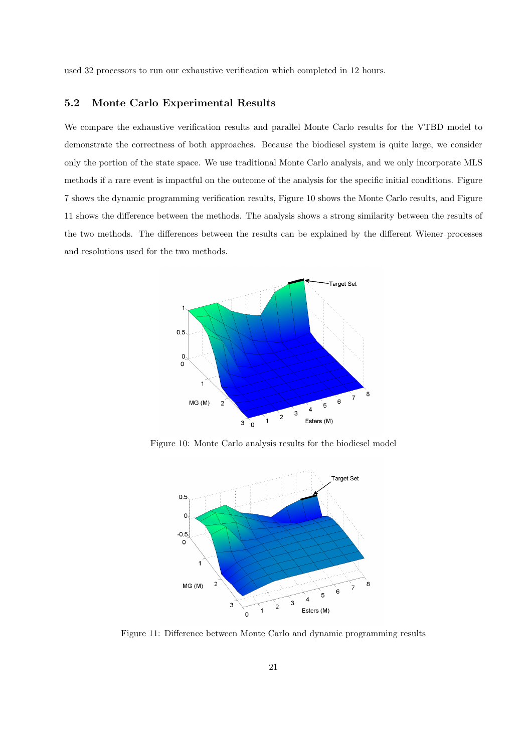used 32 processors to run our exhaustive verification which completed in 12 hours.

### 5.2 Monte Carlo Experimental Results

We compare the exhaustive verification results and parallel Monte Carlo results for the VTBD model to demonstrate the correctness of both approaches. Because the biodiesel system is quite large, we consider only the portion of the state space. We use traditional Monte Carlo analysis, and we only incorporate MLS methods if a rare event is impactful on the outcome of the analysis for the specific initial conditions. Figure 7 shows the dynamic programming verification results, Figure 10 shows the Monte Carlo results, and Figure 11 shows the difference between the methods. The analysis shows a strong similarity between the results of the two methods. The differences between the results can be explained by the different Wiener processes and resolutions used for the two methods.

Figure 10: Monte Carlo analysis results for the biodiesel model

Figure 11: Difference between Monte Carlo and dynamic programming results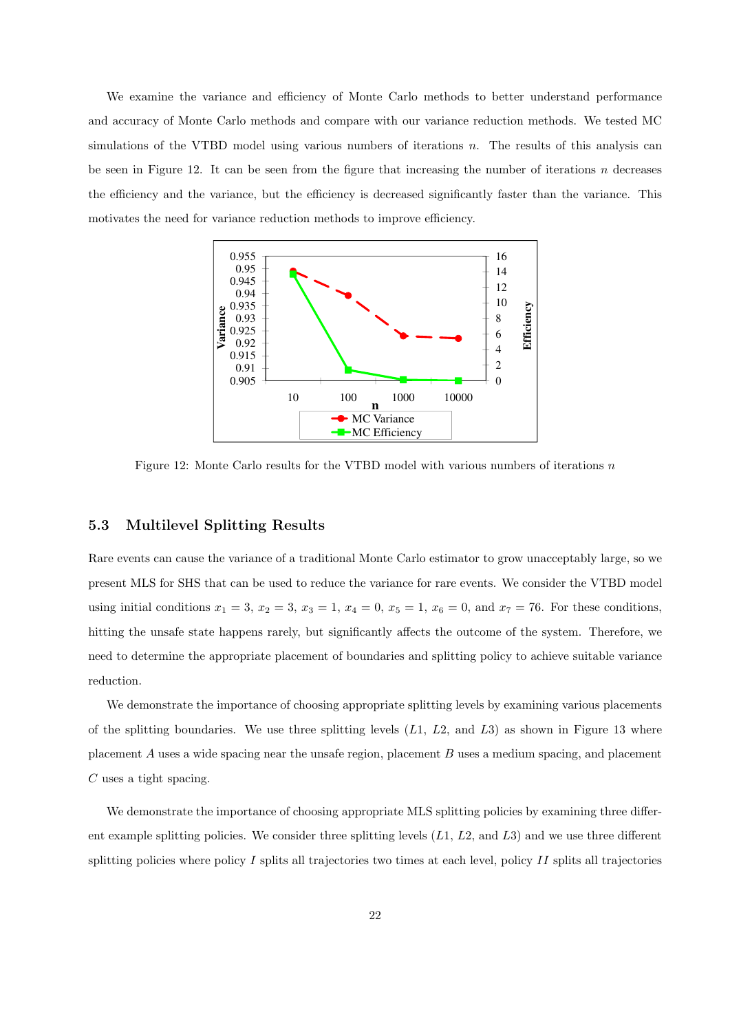We examine the variance and efficiency of Monte Carlo methods to better understand performance and accuracy of Monte Carlo methods and compare with our variance reduction methods. We tested MC simulations of the VTBD model using various numbers of iterations $n$. The results of this analysis can be seen in Figure 12. It can be seen from the figure that increasing the number of iterations $n$ decreases the efficiency and the variance, but the efficiency is decreased significantly faster than the variance. This motivates the need for variance reduction methods to improve efficiency.

Figure 12: Monte Carlo results for the VTBD model with various numbers of iterations $n$

### 5.3 Multilevel Splitting Results

Rare events can cause the variance of a traditional Monte Carlo estimator to grow unacceptably large, so we present MLS for SHS that can be used to reduce the variance for rare events. We consider the VTBD model using initial conditions $x_1 = 3$, $x_2 = 3$, $x_3 = 1$, $x_4 = 0$, $x_5 = 1$, $x_6 = 0$, and $x_7 = 76$. For these conditions, hitting the unsafe state happens rarely, but significantly affects the outcome of the system. Therefore, we need to determine the appropriate placement of boundaries and splitting policy to achieve suitable variance reduction.

We demonstrate the importance of choosing appropriate splitting levels by examining various placements of the splitting boundaries. We use three splitting levels ($L1$, $L2$, and $L3$) as shown in Figure 13 where placement $A$ uses a wide spacing near the unsafe region, placement $B$ uses a medium spacing, and placement $C$ uses a tight spacing.

We demonstrate the importance of choosing appropriate MLS splitting policies by examining three different example splitting policies. We consider three splitting levels ($L1$, $L2$, and $L3$) and we use three different splitting policies where policy $I$ splits all trajectories two times at each level, policy $II$ splits all trajectories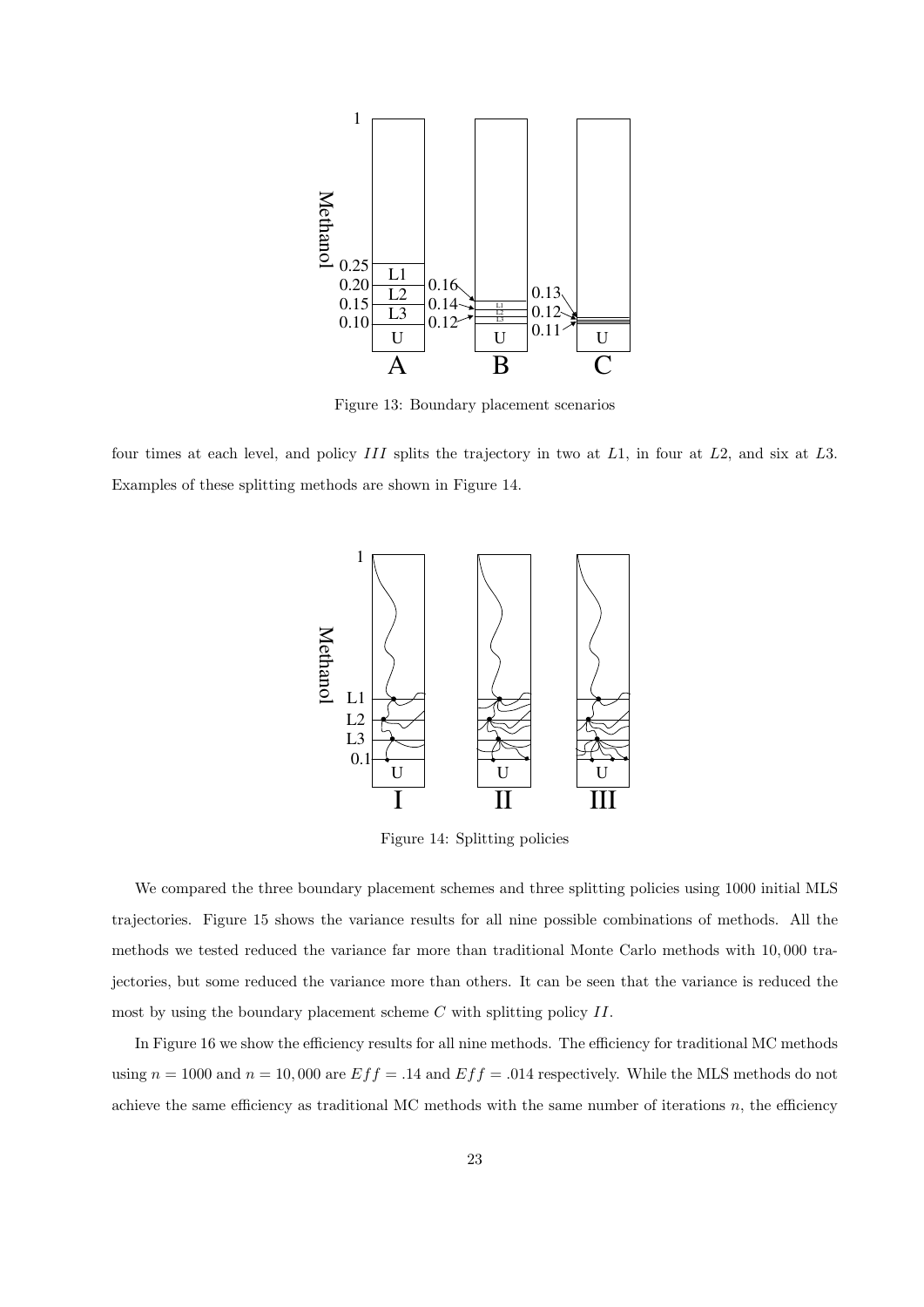Figure 13: Boundary placement scenarios

four times at each level, and policy $III$ splits the trajectory in two at $L1$, in four at $L2$, and six at $L3$. Examples of these splitting methods are shown in Figure 14.

Figure 14: Splitting policies

We compared the three boundary placement schemes and three splitting policies using 1000 initial MLS trajectories. Figure 15 shows the variance results for all nine possible combinations of methods. All the methods we tested reduced the variance far more than traditional Monte Carlo methods with 10,000 trajectories, but some reduced the variance more than others. It can be seen that the variance is reduced the most by using the boundary placement scheme $C$ with splitting policy $II$.

In Figure 16 we show the efficiency results for all nine methods. The efficiency for traditional MC methods using $n = 1000$ and $n = 10,000$ are $Eff = .14$ and $Eff = .014$ respectively. While the MLS methods do not achieve the same efficiency as traditional MC methods with the same number of iterations $n$, the efficiency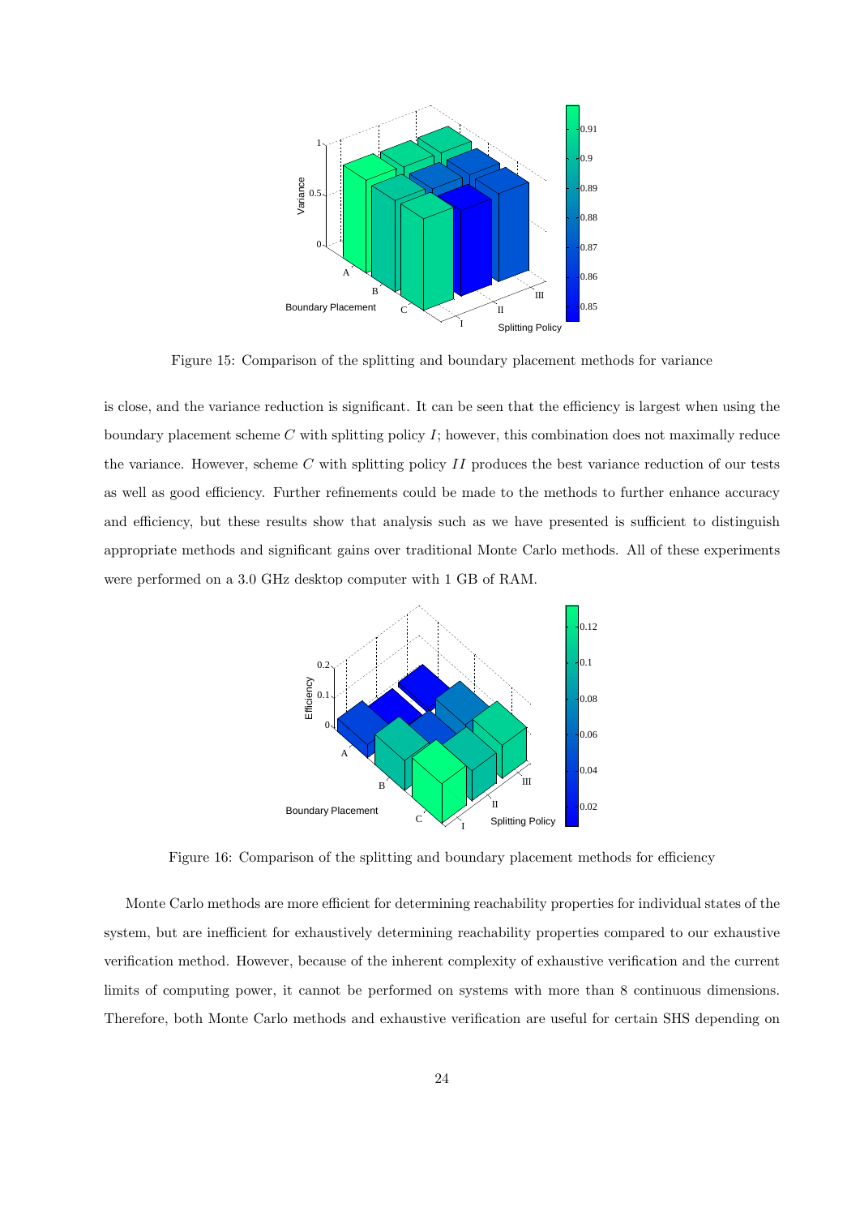Figure 15: Comparison of the splitting and boundary placement methods for variance

is close, and the variance reduction is significant. It can be seen that the efficiency is largest when using the boundary placement scheme $C$ with splitting policy $I$; however, this combination does not maximally reduce the variance. However, scheme $C$ with splitting policy $II$ produces the best variance reduction of our tests as well as good efficiency. Further refinements could be made to the methods to further enhance accuracy and efficiency, but these results show that analysis such as we have presented is sufficient to distinguish appropriate methods and significant gains over traditional Monte Carlo methods. All of these experiments were performed on a 3.0 GHz desktop computer with 1 GB of RAM.

Figure 16: Comparison of the splitting and boundary placement methods for efficiency

Monte Carlo methods are more efficient for determining reachability properties for individual states of the system, but are inefficient for exhaustively determining reachability properties compared to our exhaustive verification method. However, because of the inherent complexity of exhaustive verification and the current limits of computing power, it cannot be performed on systems with more than 8 continuous dimensions. Therefore, both Monte Carlo methods and exhaustive verification are useful for certain SHS depending on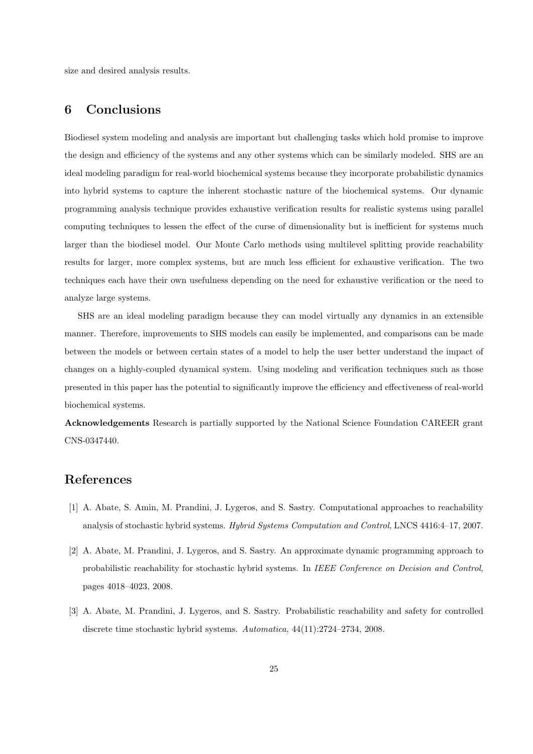size and desired analysis results.

## 6 Conclusions

Biodiesel system modeling and analysis are important but challenging tasks which hold promise to improve the design and efficiency of the systems and any other systems which can be similarly modeled. SHS are an ideal modeling paradigm for real-world biochemical systems because they incorporate probabilistic dynamics into hybrid systems to capture the inherent stochastic nature of the biochemical systems. Our dynamic programming analysis technique provides exhaustive verification results for realistic systems using parallel computing techniques to lessen the effect of the curse of dimensionality but is inefficient for systems much larger than the biodiesel model. Our Monte Carlo methods using multilevel splitting provide reachability results for larger, more complex systems, but are much less efficient for exhaustive verification. The two techniques each have their own usefulness depending on the need for exhaustive verification or the need to analyze large systems.

SHS are an ideal modeling paradigm because they can model virtually any dynamics in an extensible manner. Therefore, improvements to SHS models can easily be implemented, and comparisons can be made between the models or between certain states of a model to help the user better understand the impact of changes on a highly-coupled dynamical system. Using modeling and verification techniques such as those presented in this paper has the potential to significantly improve the efficiency and effectiveness of real-world biochemical systems.

**Acknowledgements** Research is partially supported by the National Science Foundation CAREER grant CNS-0347440.

# References

[1] A. Abate, S. Amin, M. Prandini, J. Lygeros, and S. Sastry. Computational approaches to reachability analysis of stochastic hybrid systems. *Hybrid Systems Computation and Control*, LNCS 4416:4–17, 2007.

[2] A. Abate, M. Prandini, J. Lygeros, and S. Sastry. An approximate dynamic programming approach to probabilistic reachability for stochastic hybrid systems. In *IEEE Conference on Decision and Control*, pages 4018–4023, 2008.

[3] A. Abate, M. Prandini, J. Lygeros, and S. Sastry. Probabilistic reachability and safety for controlled discrete time stochastic hybrid systems. *Automatica*, 44(11):2724–2734, 2008.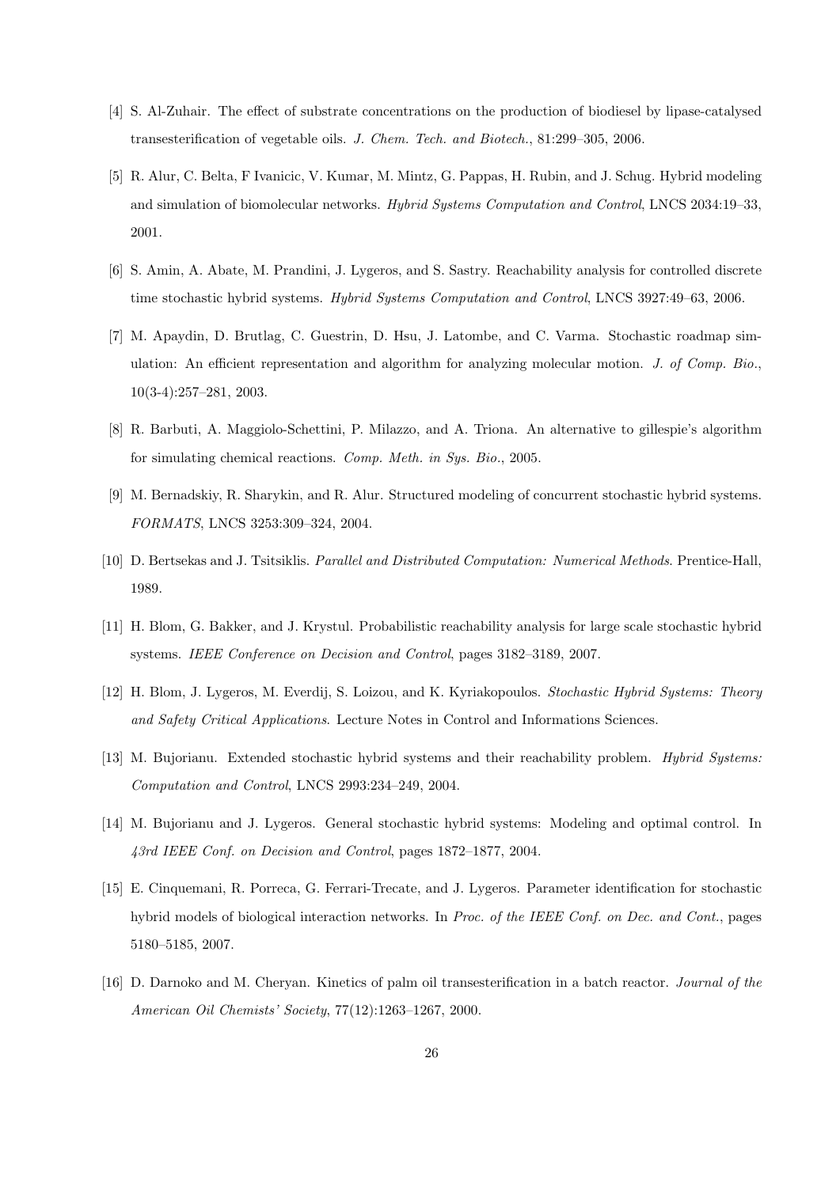[4] S. Al-Zuhair. The effect of substrate concentrations on the production of biodiesel by lipase-catalysed transesterification of vegetable oils. *J. Chem. Tech. and Biotech.*, 81:299–305, 2006.

[5] R. Alur, C. Belta, F Ivanicic, V. Kumar, M. Mintz, G. Pappas, H. Rubin, and J. Schug. Hybrid modeling and simulation of biomolecular networks. *Hybrid Systems Computation and Control*, LNCS 2034:19–33, 2001.

[6] S. Amin, A. Abate, M. Prandini, J. Lygeros, and S. Sastry. Reachability analysis for controlled discrete time stochastic hybrid systems. *Hybrid Systems Computation and Control*, LNCS 3927:49–63, 2006.

[7] M. Apaydin, D. Brutlag, C. Guestrin, D. Hsu, J. Latombe, and C. Varma. Stochastic roadmap simulation: An efficient representation and algorithm for analyzing molecular motion. *J. of Comp. Bio.*, 10(3-4):257–281, 2003.

[8] R. Barbuti, A. Maggiolo-Schettini, P. Milazzo, and A. Triona. An alternative to gillespie's algorithm for simulating chemical reactions. *Comp. Meth. in Sys. Bio.*, 2005.

[9] M. Bernadskiy, R. Sharykin, and R. Alur. Structured modeling of concurrent stochastic hybrid systems. *FORMATS*, LNCS 3253:309–324, 2004.

[10] D. Bertsekas and J. Tsitsiklis. *Parallel and Distributed Computation: Numerical Methods*. Prentice-Hall, 1989.

[11] H. Blom, G. Bakker, and J. Krystul. Probabilistic reachability analysis for large scale stochastic hybrid systems. *IEEE Conference on Decision and Control*, pages 3182–3189, 2007.

[12] H. Blom, J. Lygeros, M. Everdij, S. Loizou, and K. Kyriakopoulos. *Stochastic Hybrid Systems: Theory and Safety Critical Applications*. Lecture Notes in Control and Informations Sciences.

[13] M. Bujorianu. Extended stochastic hybrid systems and their reachability problem. *Hybrid Systems: Computation and Control*, LNCS 2993:234–249, 2004.

[14] M. Bujorianu and J. Lygeros. General stochastic hybrid systems: Modeling and optimal control. In *43rd IEEE Conf. on Decision and Control*, pages 1872–1877, 2004.

[15] E. Cinquemani, R. Porreca, G. Ferrari-Trecate, and J. Lygeros. Parameter identification for stochastic hybrid models of biological interaction networks. In *Proc. of the IEEE Conf. on Dec. and Cont.*, pages 5180–5185, 2007.

[16] D. Darnoko and M. Cheryan. Kinetics of palm oil transesterification in a batch reactor. *Journal of the American Oil Chemists' Society*, 77(12):1263–1267, 2000.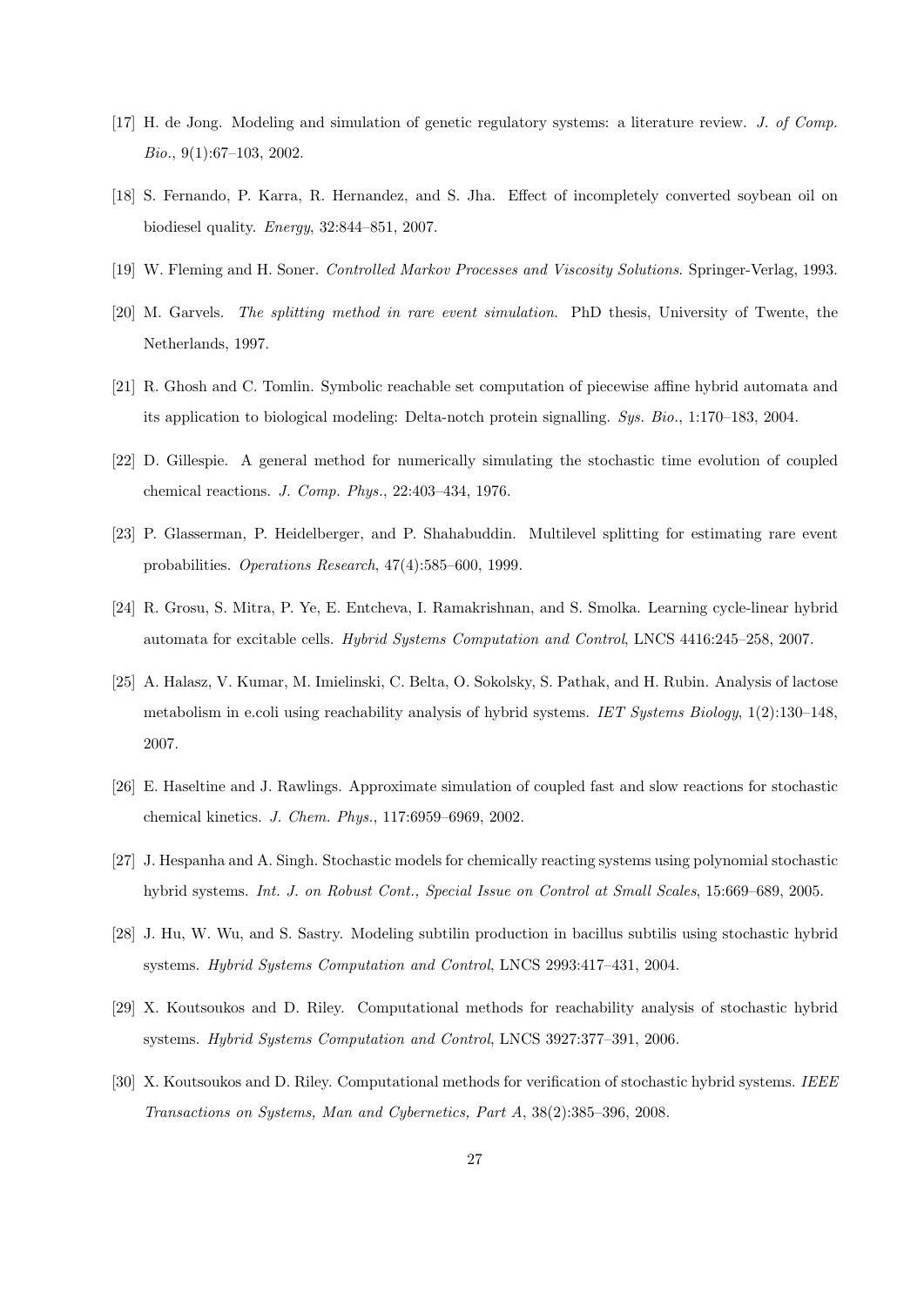[17] H. de Jong. Modeling and simulation of genetic regulatory systems: a literature review. *J. of Comp. Bio.*, 9(1):67–103, 2002.

[18] S. Fernando, P. Karra, R. Hernandez, and S. Jha. Effect of incompletely converted soybean oil on biodiesel quality. *Energy*, 32:844–851, 2007.

[19] W. Fleming and H. Soner. *Controlled Markov Processes and Viscosity Solutions*. Springer-Verlag, 1993.

[20] M. Garvels. *The splitting method in rare event simulation*. PhD thesis, University of Twente, the Netherlands, 1997.

[21] R. Ghosh and C. Tomlin. Symbolic reachable set computation of piecewise affine hybrid automata and its application to biological modeling: Delta-notch protein signalling. *Sys. Bio.*, 1:170–183, 2004.

[22] D. Gillespie. A general method for numerically simulating the stochastic time evolution of coupled chemical reactions. *J. Comp. Phys.*, 22:403–434, 1976.

[23] P. Glasserman, P. Heidelberger, and P. Shahabuddin. Multilevel splitting for estimating rare event probabilities. *Operations Research*, 47(4):585–600, 1999.

[24] R. Grosu, S. Mitra, P. Ye, E. Entcheva, I. Ramakrishnan, and S. Smolka. Learning cycle-linear hybrid automata for excitable cells. *Hybrid Systems Computation and Control*, LNCS 4416:245–258, 2007.

[25] A. Halasz, V. Kumar, M. Imielinski, C. Belta, O. Sokolsky, S. Pathak, and H. Rubin. Analysis of lactose metabolism in e.coli using reachability analysis of hybrid systems. *IET Systems Biology*, 1(2):130–148, 2007.

[26] E. Haseltine and J. Rawlings. Approximate simulation of coupled fast and slow reactions for stochastic chemical kinetics. *J. Chem. Phys.*, 117:6959–6969, 2002.

[27] J. Hespanha and A. Singh. Stochastic models for chemically reacting systems using polynomial stochastic hybrid systems. *Int. J. on Robust Cont., Special Issue on Control at Small Scales*, 15:669–689, 2005.

[28] J. Hu, W. Wu, and S. Sastry. Modeling subtilin production in bacillus subtilis using stochastic hybrid systems. *Hybrid Systems Computation and Control*, LNCS 2993:417–431, 2004.

[29] X. Koutsoukos and D. Riley. Computational methods for reachability analysis of stochastic hybrid systems. *Hybrid Systems Computation and Control*, LNCS 3927:377–391, 2006.

[30] X. Koutsoukos and D. Riley. Computational methods for verification of stochastic hybrid systems. *IEEE Transactions on Systems, Man and Cybernetics, Part A*, 38(2):385–396, 2008.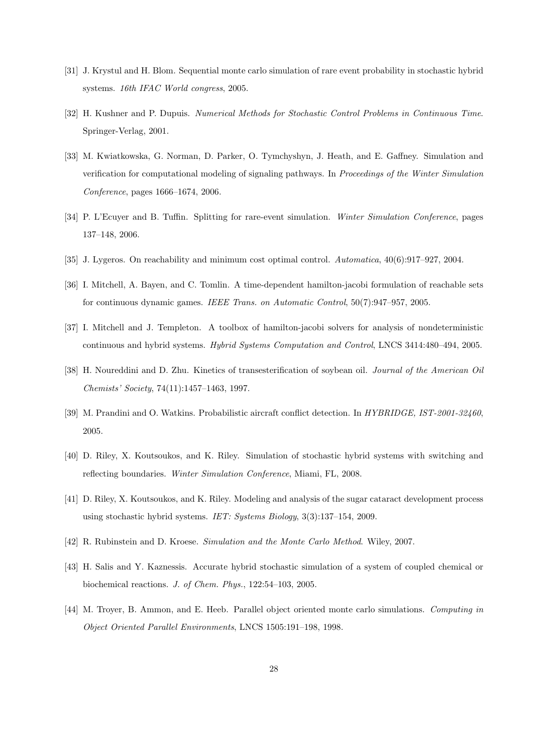[31] J. Krystul and H. Blom. Sequential monte carlo simulation of rare event probability in stochastic hybrid systems. *16th IFAC World congress*, 2005.

[32] H. Kushner and P. Dupuis. *Numerical Methods for Stochastic Control Problems in Continuous Time*. Springer-Verlag, 2001.

[33] M. Kwiatkowska, G. Norman, D. Parker, O. Tymchyshyn, J. Heath, and E. Gaffney. Simulation and verification for computational modeling of signaling pathways. In *Proceedings of the Winter Simulation Conference*, pages 1666–1674, 2006.

[34] P. L'Ecuyer and B. Tuffin. Splitting for rare-event simulation. *Winter Simulation Conference*, pages 137–148, 2006.

[35] J. Lygeros. On reachability and minimum cost optimal control. *Automatica*, 40(6):917–927, 2004.

[36] I. Mitchell, A. Bayen, and C. Tomlin. A time-dependent hamilton-jacobi formulation of reachable sets for continuous dynamic games. *IEEE Trans. on Automatic Control*, 50(7):947–957, 2005.

[37] I. Mitchell and J. Templeton. A toolbox of hamilton-jacobi solvers for analysis of nondeterministic continuous and hybrid systems. *Hybrid Systems Computation and Control*, LNCS 3414:480–494, 2005.

[38] H. Noureddini and D. Zhu. Kinetics of transesterification of soybean oil. *Journal of the American Oil Chemists' Society*, 74(11):1457–1463, 1997.

[39] M. Prandini and O. Watkins. Probabilistic aircraft conflict detection. In *HYBRIDGE, IST-2001-32460*, 2005.

[40] D. Riley, X. Koutsoukos, and K. Riley. Simulation of stochastic hybrid systems with switching and reflecting boundaries. *Winter Simulation Conference*, Miami, FL, 2008.

[41] D. Riley, X. Koutsoukos, and K. Riley. Modeling and analysis of the sugar cataract development process using stochastic hybrid systems. *IET: Systems Biology*, 3(3):137–154, 2009.

[42] R. Rubinstein and D. Kroese. *Simulation and the Monte Carlo Method*. Wiley, 2007.

[43] H. Salis and Y. Kaznessis. Accurate hybrid stochastic simulation of a system of coupled chemical or biochemical reactions. *J. of Chem. Phys.*, 122:54–103, 2005.

[44] M. Troyer, B. Ammon, and E. Heeb. Parallel object oriented monte carlo simulations. *Computing in Object Oriented Parallel Environments*, LNCS 1505:191–198, 1998.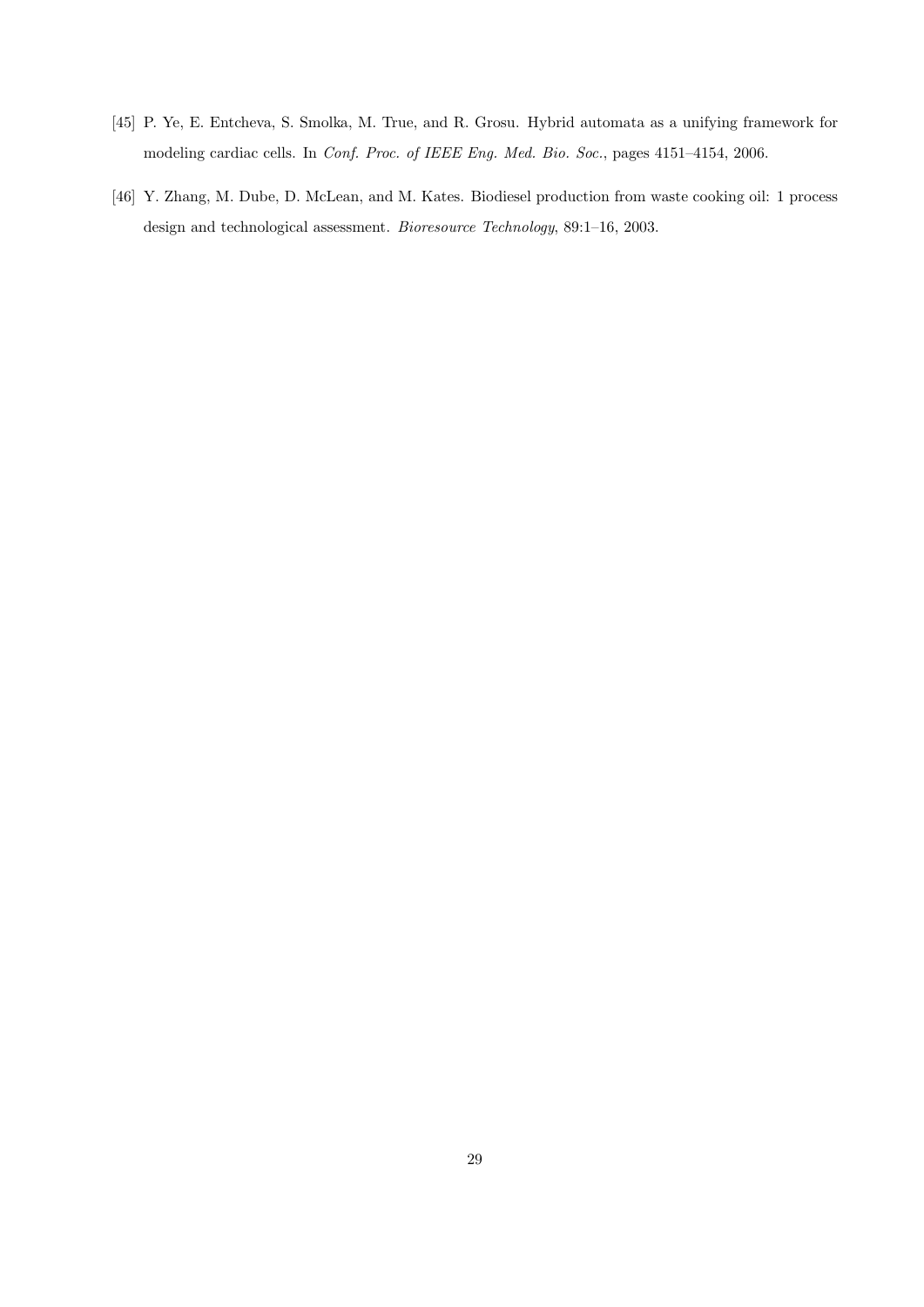[45] P. Ye, E. Entcheva, S. Smolka, M. True, and R. Grosu. Hybrid automata as a unifying framework for modeling cardiac cells. In *Conf. Proc. of IEEE Eng. Med. Bio. Soc.*, pages 4151–4154, 2006.

[46] Y. Zhang, M. Dube, D. McLean, and M. Kates. Biodiesel production from waste cooking oil: 1 process design and technological assessment. *Bioresource Technology*, 89:1–16, 2003.